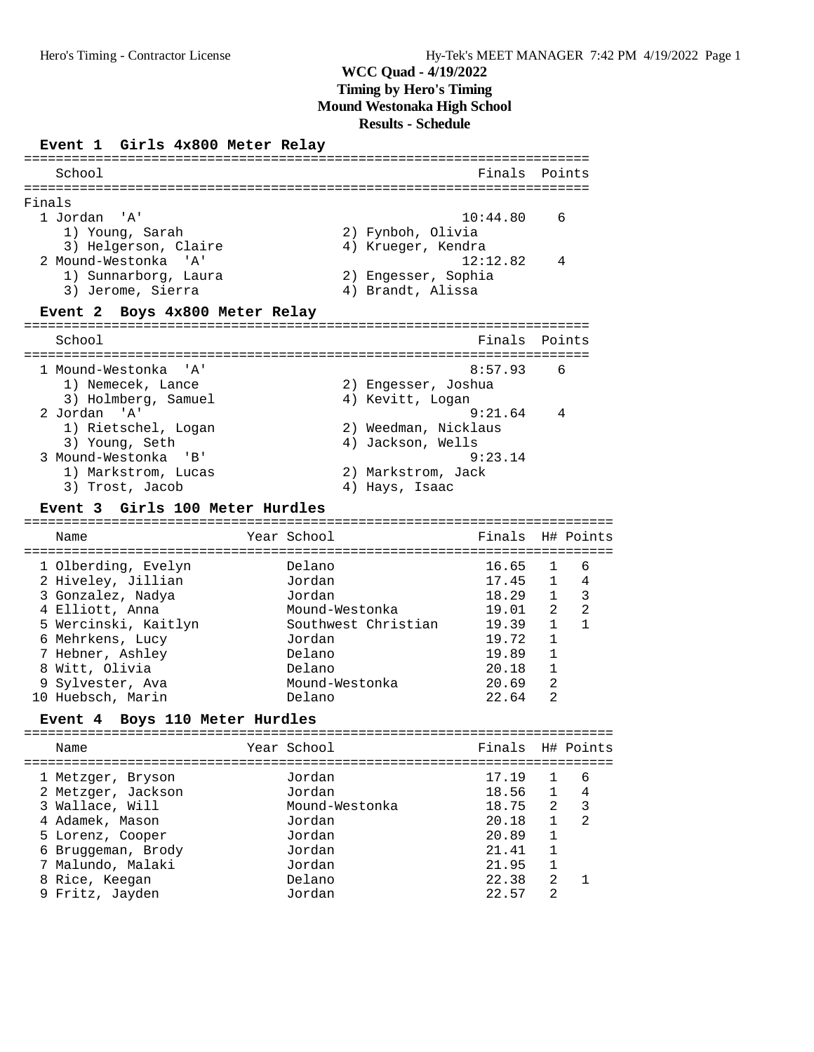# WCC Quad - 4/19/2022

**Timing by Hero's Timing**

**Mound Westonaka High School**

**Results - Schedule**

## Event 1 Girls 4x800 Meter Relay

Finals

| Place | School | Finals | Points |
|---|---|---|---|
| 1 | Jordan 'A' | 10:44.80 | 6 |
| | 1) Young, Sarah; 2) Fynboh, Olivia; 3) Helgerson, Claire; 4) Krueger, Kendra | | |
| 2 | Mound-Westonka 'A' | 12:12.82 | 4 |
| | 1) Sunnarborg, Laura; 2) Engesser, Sophia; 3) Jerome, Sierra; 4) Brandt, Alissa | | |

## Event 2 Boys 4x800 Meter Relay

| Place | School | Finals | Points |
|---|---|---|---|
| 1 | Mound-Westonka 'A' | 8:57.93 | 6 |
| | 1) Nemecek, Lance; 2) Engesser, Joshua; 3) Holmberg, Samuel; 4) Kevitt, Logan | | |
| 2 | Jordan 'A' | 9:21.64 | 4 |
| | 1) Rietschel, Logan; 2) Weedman, Nicklaus; 3) Young, Seth; 4) Jackson, Wells | | |
| 3 | Mound-Westonka 'B' | 9:23.14 | |
| | 1) Markstrom, Lucas; 2) Markstrom, Jack; 3) Trost, Jacob; 4) Hays, Isaac | | |

## Event 3 Girls 100 Meter Hurdles

| Place | Name | Year | School | Finals | H# | Points |
|---|---|---|---|---|---|---|
| 1 | Olberding, Evelyn | | Delano | 16.65 | 1 | 6 |
| 2 | Hiveley, Jillian | | Jordan | 17.45 | 1 | 4 |
| 3 | Gonzalez, Nadya | | Jordan | 18.29 | 1 | 3 |
| 4 | Elliott, Anna | | Mound-Westonka | 19.01 | 2 | 2 |
| 5 | Wercinski, Kaitlyn | | Southwest Christian | 19.39 | 1 | 1 |
| 6 | Mehrkens, Lucy | | Jordan | 19.72 | 1 | |
| 7 | Hebner, Ashley | | Delano | 19.89 | 1 | |
| 8 | Witt, Olivia | | Delano | 20.18 | 1 | |
| 9 | Sylvester, Ava | | Mound-Westonka | 20.69 | 2 | |
| 10 | Huebsch, Marin | | Delano | 22.64 | 2 | |

## Event 4 Boys 110 Meter Hurdles

| Place | Name | Year | School | Finals | H# | Points |
|---|---|---|---|---|---|---|
| 1 | Metzger, Bryson | | Jordan | 17.19 | 1 | 6 |
| 2 | Metzger, Jackson | | Jordan | 18.56 | 1 | 4 |
| 3 | Wallace, Will | | Mound-Westonka | 18.75 | 2 | 3 |
| 4 | Adamek, Mason | | Jordan | 20.18 | 1 | 2 |
| 5 | Lorenz, Cooper | | Jordan | 20.89 | 1 | |
| 6 | Bruggeman, Brody | | Jordan | 21.41 | 1 | |
| 7 | Malundo, Malaki | | Jordan | 21.95 | 1 | |
| 8 | Rice, Keegan | | Delano | 22.38 | 2 | 1 |
| 9 | Fritz, Jayden | | Jordan | 22.57 | 2 | |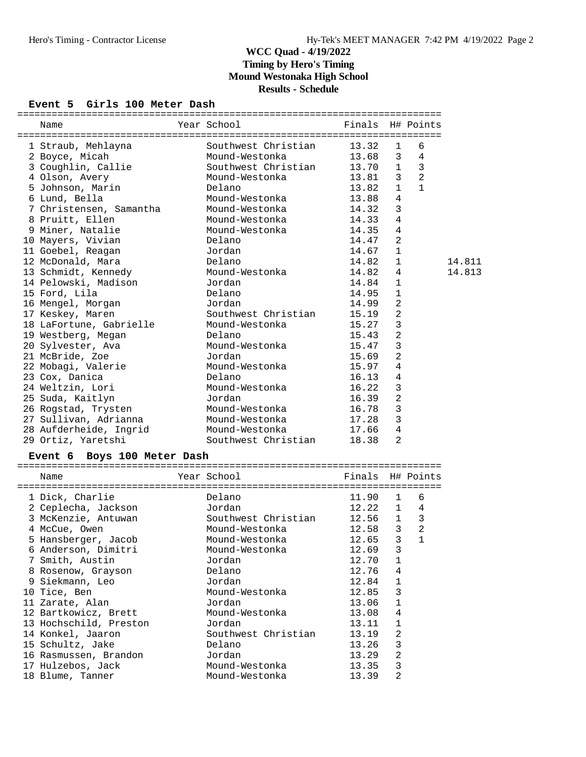# WCC Quad - 4/19/2022

**Timing by Hero's Timing**
**Mound Westonaka High School**
**Results - Schedule**

### Event 5 Girls 100 Meter Dash

| Place | Name | Year | School | Finals | H# | Points | |
|---|---|---|---|---|---|---|---|
| 1 | Straub, Mehlayna | | Southwest Christian | 13.32 | 1 | 6 | |
| 2 | Boyce, Micah | | Mound-Westonka | 13.68 | 3 | 4 | |
| 3 | Coughlin, Callie | | Southwest Christian | 13.70 | 1 | 3 | |
| 4 | Olson, Avery | | Mound-Westonka | 13.81 | 3 | 2 | |
| 5 | Johnson, Marin | | Delano | 13.82 | 1 | 1 | |
| 6 | Lund, Bella | | Mound-Westonka | 13.88 | 4 | | |
| 7 | Christensen, Samantha | | Mound-Westonka | 14.32 | 3 | | |
| 8 | Pruitt, Ellen | | Mound-Westonka | 14.33 | 4 | | |
| 9 | Miner, Natalie | | Mound-Westonka | 14.35 | 4 | | |
| 10 | Mayers, Vivian | | Delano | 14.47 | 2 | | |
| 11 | Goebel, Reagan | | Jordan | 14.67 | 1 | | |
| 12 | McDonald, Mara | | Delano | 14.82 | 1 | | 14.811 |
| 13 | Schmidt, Kennedy | | Mound-Westonka | 14.82 | 4 | | 14.813 |
| 14 | Pelowski, Madison | | Jordan | 14.84 | 1 | | |
| 15 | Ford, Lila | | Delano | 14.95 | 1 | | |
| 16 | Mengel, Morgan | | Jordan | 14.99 | 2 | | |
| 17 | Keskey, Maren | | Southwest Christian | 15.19 | 2 | | |
| 18 | LaFortune, Gabrielle | | Mound-Westonka | 15.27 | 3 | | |
| 19 | Westberg, Megan | | Delano | 15.43 | 2 | | |
| 20 | Sylvester, Ava | | Mound-Westonka | 15.47 | 3 | | |
| 21 | McBride, Zoe | | Jordan | 15.69 | 2 | | |
| 22 | Mobagi, Valerie | | Mound-Westonka | 15.97 | 4 | | |
| 23 | Cox, Danica | | Delano | 16.13 | 4 | | |
| 24 | Weltzin, Lori | | Mound-Westonka | 16.22 | 3 | | |
| 25 | Suda, Kaitlyn | | Jordan | 16.39 | 2 | | |
| 26 | Rogstad, Trysten | | Mound-Westonka | 16.78 | 3 | | |
| 27 | Sullivan, Adrianna | | Mound-Westonka | 17.28 | 3 | | |
| 28 | Aufderheide, Ingrid | | Mound-Westonka | 17.66 | 4 | | |
| 29 | Ortiz, Yaretshi | | Southwest Christian | 18.38 | 2 | | |

### Event 6 Boys 100 Meter Dash

| Place | Name | Year | School | Finals | H# | Points |
|---|---|---|---|---|---|---|
| 1 | Dick, Charlie | | Delano | 11.90 | 1 | 6 |
| 2 | Ceplecha, Jackson | | Jordan | 12.22 | 1 | 4 |
| 3 | McKenzie, Antuwan | | Southwest Christian | 12.56 | 1 | 3 |
| 4 | McCue, Owen | | Mound-Westonka | 12.58 | 3 | 2 |
| 5 | Hansberger, Jacob | | Mound-Westonka | 12.65 | 3 | 1 |
| 6 | Anderson, Dimitri | | Mound-Westonka | 12.69 | 3 | |
| 7 | Smith, Austin | | Jordan | 12.70 | 1 | |
| 8 | Rosenow, Grayson | | Delano | 12.76 | 4 | |
| 9 | Siekmann, Leo | | Jordan | 12.84 | 1 | |
| 10 | Tice, Ben | | Mound-Westonka | 12.85 | 3 | |
| 11 | Zarate, Alan | | Jordan | 13.06 | 1 | |
| 12 | Bartkowicz, Brett | | Mound-Westonka | 13.08 | 4 | |
| 13 | Hochschild, Preston | | Jordan | 13.11 | 1 | |
| 14 | Konkel, Jaaron | | Southwest Christian | 13.19 | 2 | |
| 15 | Schultz, Jake | | Delano | 13.26 | 3 | |
| 16 | Rasmussen, Brandon | | Jordan | 13.29 | 2 | |
| 17 | Hulzebos, Jack | | Mound-Westonka | 13.35 | 3 | |
| 18 | Blume, Tanner | | Mound-Westonka | 13.39 | 2 | |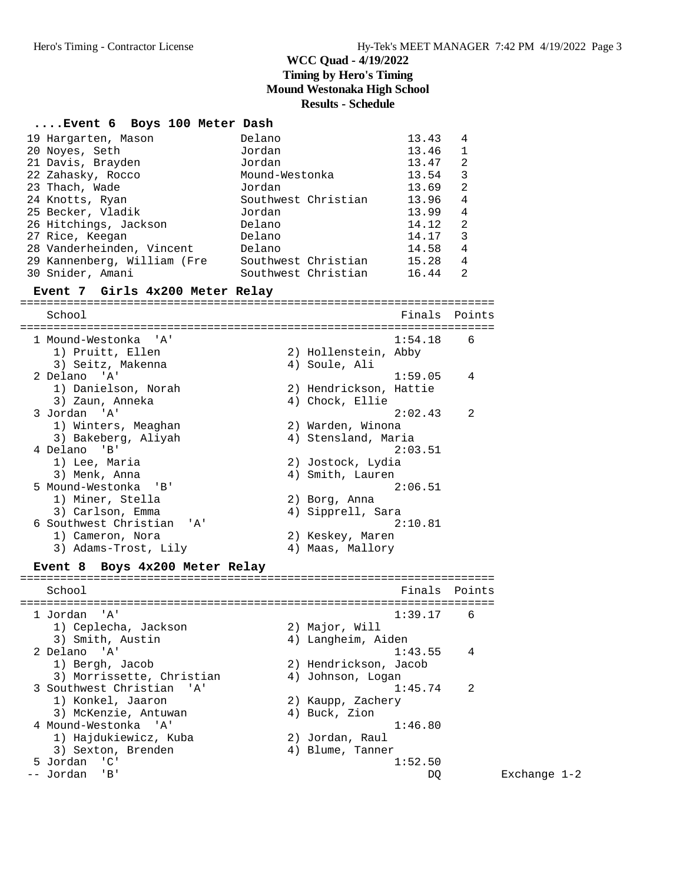# WCC Quad - 4/19/2022
## Timing by Hero's Timing
## Mound Westonaka High School
## Results - Schedule

### ....Event 6 Boys 100 Meter Dash

| Place | Name | School | Finals | Heat |
|---|---|---|---|---|
| 19 | Hargarten, Mason | Delano | 13.43 | 4 |
| 20 | Noyes, Seth | Jordan | 13.46 | 1 |
| 21 | Davis, Brayden | Jordan | 13.47 | 2 |
| 22 | Zahasky, Rocco | Mound-Westonka | 13.54 | 3 |
| 23 | Thach, Wade | Jordan | 13.69 | 2 |
| 24 | Knotts, Ryan | Southwest Christian | 13.96 | 4 |
| 25 | Becker, Vladik | Jordan | 13.99 | 4 |
| 26 | Hitchings, Jackson | Delano | 14.12 | 2 |
| 27 | Rice, Keegan | Delano | 14.17 | 3 |
| 28 | Vanderheinden, Vincent | Delano | 14.58 | 4 |
| 29 | Kannenberg, William (Fre | Southwest Christian | 15.28 | 4 |
| 30 | Snider, Amani | Southwest Christian | 16.44 | 2 |

### Event 7 Girls 4x200 Meter Relay

| Place | School | Finals | Points |
|---|---|---|---|
| 1 | Mound-Westonka 'A' | 1:54.18 | 6 |
| | 1) Pruitt, Ellen 2) Hollenstein, Abby 3) Seitz, Makenna 4) Soule, Ali | | |
| 2 | Delano 'A' | 1:59.05 | 4 |
| | 1) Danielson, Norah 2) Hendrickson, Hattie 3) Zaun, Anneka 4) Chock, Ellie | | |
| 3 | Jordan 'A' | 2:02.43 | 2 |
| | 1) Winters, Meaghan 2) Warden, Winona 3) Bakeberg, Aliyah 4) Stensland, Maria | | |
| 4 | Delano 'B' | 2:03.51 | |
| | 1) Lee, Maria 2) Jostock, Lydia 3) Menk, Anna 4) Smith, Lauren | | |
| 5 | Mound-Westonka 'B' | 2:06.51 | |
| | 1) Miner, Stella 2) Borg, Anna 3) Carlson, Emma 4) Sipprell, Sara | | |
| 6 | Southwest Christian 'A' | 2:10.81 | |
| | 1) Cameron, Nora 2) Keskey, Maren 3) Adams-Trost, Lily 4) Maas, Mallory | | |

### Event 8 Boys 4x200 Meter Relay

| Place | School | Finals | Points | |
|---|---|---|---|---|
| 1 | Jordan 'A' | 1:39.17 | 6 | |
| | 1) Ceplecha, Jackson 2) Major, Will 3) Smith, Austin 4) Langheim, Aiden | | | |
| 2 | Delano 'A' | 1:43.55 | 4 | |
| | 1) Bergh, Jacob 2) Hendrickson, Jacob 3) Morrissette, Christian 4) Johnson, Logan | | | |
| 3 | Southwest Christian 'A' | 1:45.74 | 2 | |
| | 1) Konkel, Jaaron 2) Kaupp, Zachery 3) McKenzie, Antuwan 4) Buck, Zion | | | |
| 4 | Mound-Westonka 'A' | 1:46.80 | | |
| | 1) Hajdukiewicz, Kuba 2) Jordan, Raul 3) Sexton, Brenden 4) Blume, Tanner | | | |
| 5 | Jordan 'C' | 1:52.50 | | |
| -- | Jordan 'B' | DQ | | Exchange 1-2 |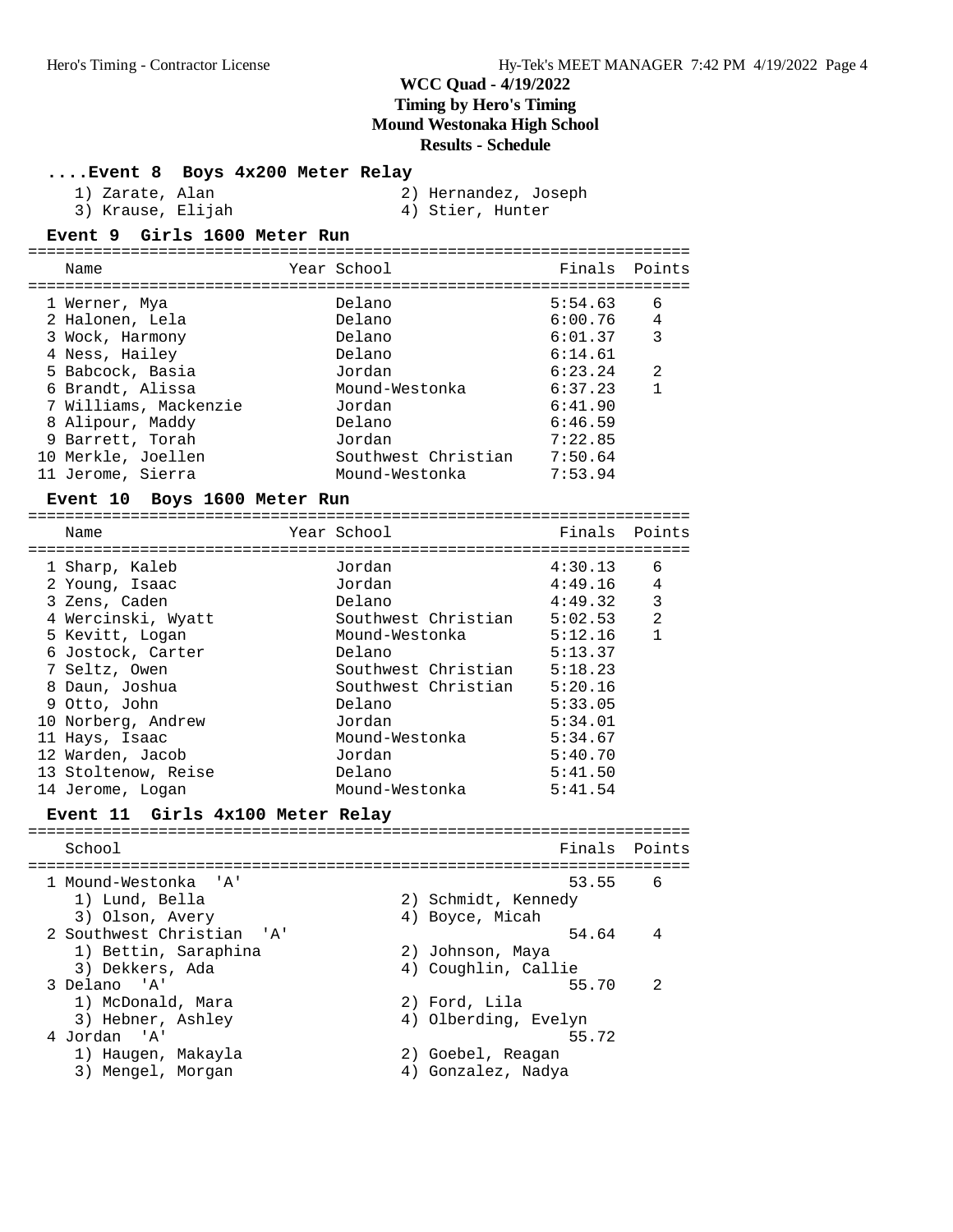# WCC Quad - 4/19/2022
## Timing by Hero's Timing
## Mound Westonaka High School
## Results - Schedule

### ....Event 8 Boys 4x200 Meter Relay

1) Zarate, Alan
2) Hernandez, Joseph
3) Krause, Elijah
4) Stier, Hunter

### Event 9 Girls 1600 Meter Run

| | Name | Year | School | Finals | Points |
|---|---|---|---|---|---|
| 1 | Werner, Mya | | Delano | 5:54.63 | 6 |
| 2 | Halonen, Lela | | Delano | 6:00.76 | 4 |
| 3 | Wock, Harmony | | Delano | 6:01.37 | 3 |
| 4 | Ness, Hailey | | Delano | 6:14.61 | |
| 5 | Babcock, Basia | | Jordan | 6:23.24 | 2 |
| 6 | Brandt, Alissa | | Mound-Westonka | 6:37.23 | 1 |
| 7 | Williams, Mackenzie | | Jordan | 6:41.90 | |
| 8 | Alipour, Maddy | | Delano | 6:46.59 | |
| 9 | Barrett, Torah | | Jordan | 7:22.85 | |
| 10 | Merkle, Joellen | | Southwest Christian | 7:50.64 | |
| 11 | Jerome, Sierra | | Mound-Westonka | 7:53.94 | |

### Event 10 Boys 1600 Meter Run

| | Name | Year | School | Finals | Points |
|---|---|---|---|---|---|
| 1 | Sharp, Kaleb | | Jordan | 4:30.13 | 6 |
| 2 | Young, Isaac | | Jordan | 4:49.16 | 4 |
| 3 | Zens, Caden | | Delano | 4:49.32 | 3 |
| 4 | Wercinski, Wyatt | | Southwest Christian | 5:02.53 | 2 |
| 5 | Kevitt, Logan | | Mound-Westonka | 5:12.16 | 1 |
| 6 | Jostock, Carter | | Delano | 5:13.37 | |
| 7 | Seltz, Owen | | Southwest Christian | 5:18.23 | |
| 8 | Daun, Joshua | | Southwest Christian | 5:20.16 | |
| 9 | Otto, John | | Delano | 5:33.05 | |
| 10 | Norberg, Andrew | | Jordan | 5:34.01 | |
| 11 | Hays, Isaac | | Mound-Westonka | 5:34.67 | |
| 12 | Warden, Jacob | | Jordan | 5:40.70 | |
| 13 | Stoltenow, Reise | | Delano | 5:41.50 | |
| 14 | Jerome, Logan | | Mound-Westonka | 5:41.54 | |

### Event 11 Girls 4x100 Meter Relay

| | School | Finals | Points |
|---|---|---|---|
| 1 | Mound-Westonka 'A' | 53.55 | 6 |
| | 1) Lund, Bella; 2) Schmidt, Kennedy; 3) Olson, Avery; 4) Boyce, Micah | | |
| 2 | Southwest Christian 'A' | 54.64 | 4 |
| | 1) Bettin, Saraphina; 2) Johnson, Maya; 3) Dekkers, Ada; 4) Coughlin, Callie | | |
| 3 | Delano 'A' | 55.70 | 2 |
| | 1) McDonald, Mara; 2) Ford, Lila; 3) Hebner, Ashley; 4) Olberding, Evelyn | | |
| 4 | Jordan 'A' | 55.72 | |
| | 1) Haugen, Makayla; 2) Goebel, Reagan; 3) Mengel, Morgan; 4) Gonzalez, Nadya | | |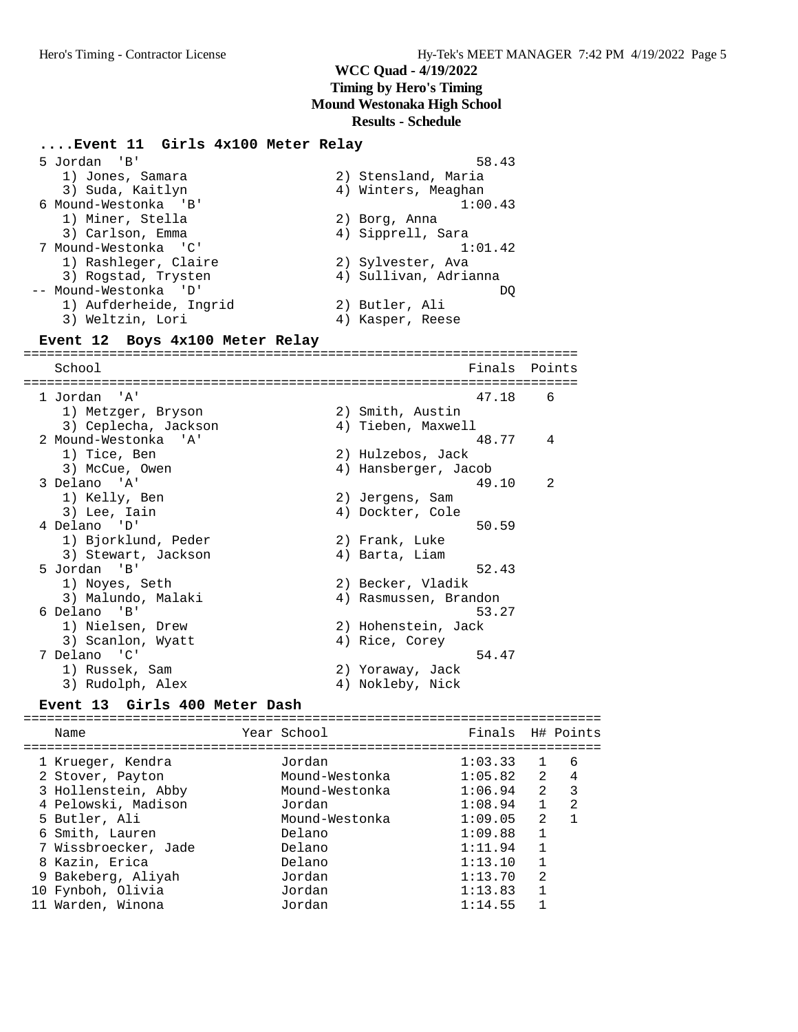# WCC Quad - 4/19/2022
## Timing by Hero's Timing
## Mound Westonaka High School
## Results - Schedule

### ....Event 11 Girls 4x100 Meter Relay

| Place | School | Finals |
|---|---|---|
| 5 | Jordan 'B' | 58.43 |
| | 1) Jones, Samara; 2) Stensland, Maria; 3) Suda, Kaitlyn; 4) Winters, Meaghan | |
| 6 | Mound-Westonka 'B' | 1:00.43 |
| | 1) Miner, Stella; 2) Borg, Anna; 3) Carlson, Emma; 4) Sipprell, Sara | |
| 7 | Mound-Westonka 'C' | 1:01.42 |
| | 1) Rashleger, Claire; 2) Sylvester, Ava; 3) Rogstad, Trysten; 4) Sullivan, Adrianna | |
| -- | Mound-Westonka 'D' | DQ |
| | 1) Aufderheide, Ingrid; 2) Butler, Ali; 3) Weltzin, Lori; 4) Kasper, Reese | |

### Event 12 Boys 4x100 Meter Relay

| Place | School | Finals | Points |
|---|---|---|---|
| 1 | Jordan 'A' | 47.18 | 6 |
| | 1) Metzger, Bryson; 2) Smith, Austin; 3) Ceplecha, Jackson; 4) Tieben, Maxwell | | |
| 2 | Mound-Westonka 'A' | 48.77 | 4 |
| | 1) Tice, Ben; 2) Hulzebos, Jack; 3) McCue, Owen; 4) Hansberger, Jacob | | |
| 3 | Delano 'A' | 49.10 | 2 |
| | 1) Kelly, Ben; 2) Jergens, Sam; 3) Lee, Iain; 4) Dockter, Cole | | |
| 4 | Delano 'D' | 50.59 | |
| | 1) Bjorklund, Peder; 2) Frank, Luke; 3) Stewart, Jackson; 4) Barta, Liam | | |
| 5 | Jordan 'B' | 52.43 | |
| | 1) Noyes, Seth; 2) Becker, Vladik; 3) Malundo, Malaki; 4) Rasmussen, Brandon | | |
| 6 | Delano 'B' | 53.27 | |
| | 1) Nielsen, Drew; 2) Hohenstein, Jack; 3) Scanlon, Wyatt; 4) Rice, Corey | | |
| 7 | Delano 'C' | 54.47 | |
| | 1) Russek, Sam; 2) Yoraway, Jack; 3) Rudolph, Alex; 4) Nokleby, Nick | | |

### Event 13 Girls 400 Meter Dash

| Place | Name | Year | School | Finals | H# | Points |
|---|---|---|---|---|---|---|
| 1 | Krueger, Kendra | | Jordan | 1:03.33 | 1 | 6 |
| 2 | Stover, Payton | | Mound-Westonka | 1:05.82 | 2 | 4 |
| 3 | Hollenstein, Abby | | Mound-Westonka | 1:06.94 | 2 | 3 |
| 4 | Pelowski, Madison | | Jordan | 1:08.94 | 1 | 2 |
| 5 | Butler, Ali | | Mound-Westonka | 1:09.05 | 2 | 1 |
| 6 | Smith, Lauren | | Delano | 1:09.88 | 1 | |
| 7 | Wissbroecker, Jade | | Delano | 1:11.94 | 1 | |
| 8 | Kazin, Erica | | Delano | 1:13.10 | 1 | |
| 9 | Bakeberg, Aliyah | | Jordan | 1:13.70 | 2 | |
| 10 | Fynboh, Olivia | | Jordan | 1:13.83 | 1 | |
| 11 | Warden, Winona | | Jordan | 1:14.55 | 1 | |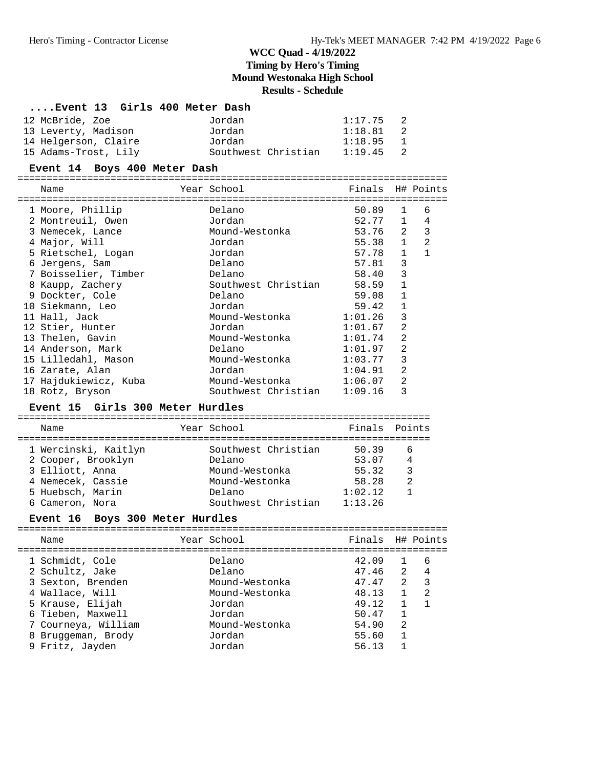# WCC Quad - 4/19/2022
## Timing by Hero's Timing
## Mound Westonaka High School
## Results - Schedule

### ....Event 13 Girls 400 Meter Dash

| Name | Year School | Finals | H# |
|---|---|---|---|
| 12 McBride, Zoe | Jordan | 1:17.75 | 2 |
| 13 Leverty, Madison | Jordan | 1:18.81 | 2 |
| 14 Helgerson, Claire | Jordan | 1:18.95 | 1 |
| 15 Adams-Trost, Lily | Southwest Christian | 1:19.45 | 2 |

### Event 14 Boys 400 Meter Dash

| Name | Year School | Finals | H# | Points |
|---|---|---|---|---|
| 1 Moore, Phillip | Delano | 50.89 | 1 | 6 |
| 2 Montreuil, Owen | Jordan | 52.77 | 1 | 4 |
| 3 Nemecek, Lance | Mound-Westonka | 53.76 | 2 | 3 |
| 4 Major, Will | Jordan | 55.38 | 1 | 2 |
| 5 Rietschel, Logan | Jordan | 57.78 | 1 | 1 |
| 6 Jergens, Sam | Delano | 57.81 | 3 | |
| 7 Boisselier, Timber | Delano | 58.40 | 3 | |
| 8 Kaupp, Zachery | Southwest Christian | 58.59 | 1 | |
| 9 Dockter, Cole | Delano | 59.08 | 1 | |
| 10 Siekmann, Leo | Jordan | 59.42 | 1 | |
| 11 Hall, Jack | Mound-Westonka | 1:01.26 | 3 | |
| 12 Stier, Hunter | Jordan | 1:01.67 | 2 | |
| 13 Thelen, Gavin | Mound-Westonka | 1:01.74 | 2 | |
| 14 Anderson, Mark | Delano | 1:01.97 | 2 | |
| 15 Lilledahl, Mason | Mound-Westonka | 1:03.77 | 3 | |
| 16 Zarate, Alan | Jordan | 1:04.91 | 2 | |
| 17 Hajdukiewicz, Kuba | Mound-Westonka | 1:06.07 | 2 | |
| 18 Rotz, Bryson | Southwest Christian | 1:09.16 | 3 | |

### Event 15 Girls 300 Meter Hurdles

| Name | Year School | Finals | Points |
|---|---|---|---|
| 1 Wercinski, Kaitlyn | Southwest Christian | 50.39 | 6 |
| 2 Cooper, Brooklyn | Delano | 53.07 | 4 |
| 3 Elliott, Anna | Mound-Westonka | 55.32 | 3 |
| 4 Nemecek, Cassie | Mound-Westonka | 58.28 | 2 |
| 5 Huebsch, Marin | Delano | 1:02.12 | 1 |
| 6 Cameron, Nora | Southwest Christian | 1:13.26 | |

### Event 16 Boys 300 Meter Hurdles

| Name | Year School | Finals | H# | Points |
|---|---|---|---|---|
| 1 Schmidt, Cole | Delano | 42.09 | 1 | 6 |
| 2 Schultz, Jake | Delano | 47.46 | 2 | 4 |
| 3 Sexton, Brenden | Mound-Westonka | 47.47 | 2 | 3 |
| 4 Wallace, Will | Mound-Westonka | 48.13 | 1 | 2 |
| 5 Krause, Elijah | Jordan | 49.12 | 1 | 1 |
| 6 Tieben, Maxwell | Jordan | 50.47 | 1 | |
| 7 Courneya, William | Mound-Westonka | 54.90 | 2 | |
| 8 Bruggeman, Brody | Jordan | 55.60 | 1 | |
| 9 Fritz, Jayden | Jordan | 56.13 | 1 | |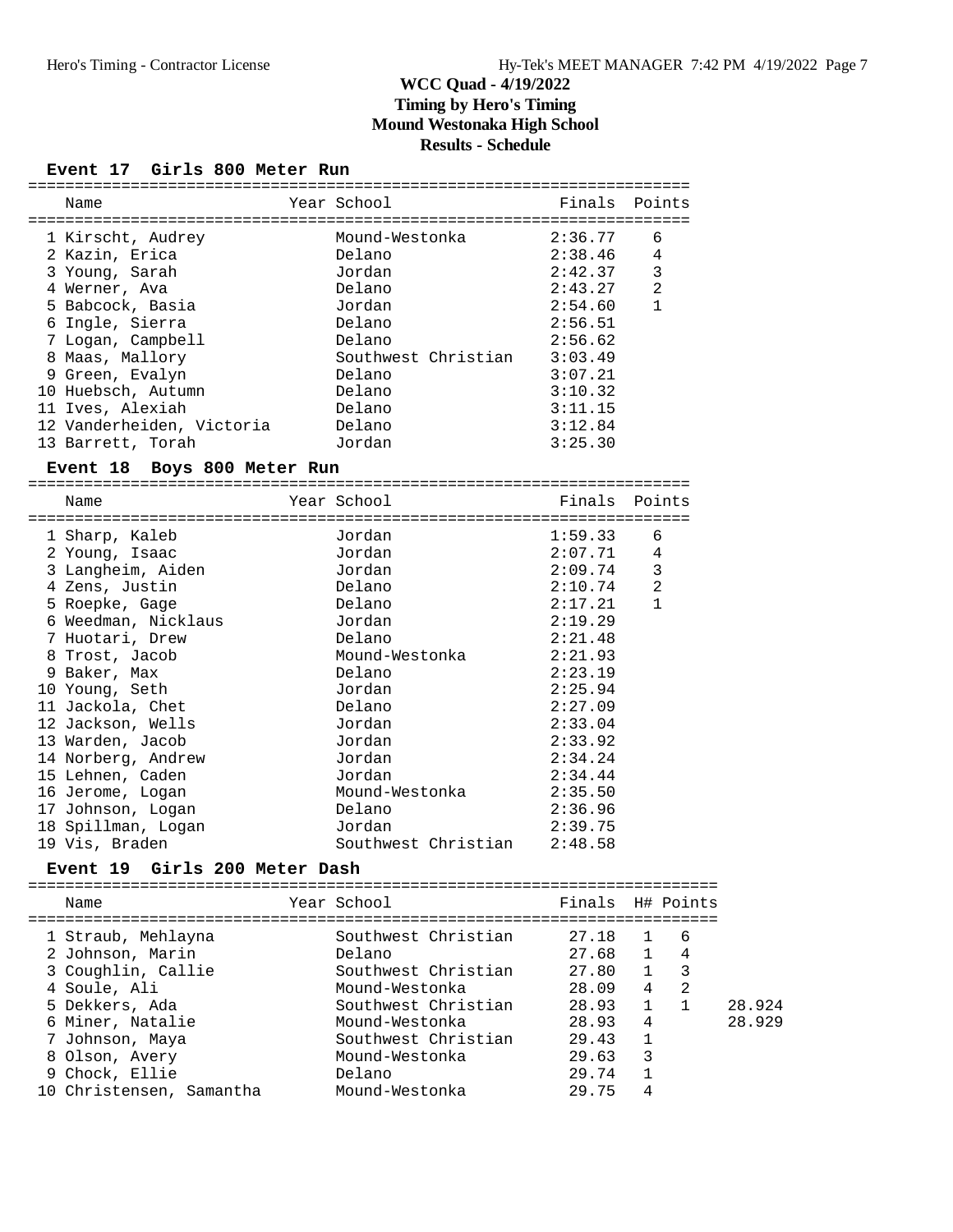# WCC Quad - 4/19/2022
## Timing by Hero's Timing
## Mound Westonaka High School
## Results - Schedule

### Event 17 Girls 800 Meter Run

| | Name | Year | School | Finals | Points |
|---|---|---|---|---|---|
| 1 | Kirscht, Audrey | | Mound-Westonka | 2:36.77 | 6 |
| 2 | Kazin, Erica | | Delano | 2:38.46 | 4 |
| 3 | Young, Sarah | | Jordan | 2:42.37 | 3 |
| 4 | Werner, Ava | | Delano | 2:43.27 | 2 |
| 5 | Babcock, Basia | | Jordan | 2:54.60 | 1 |
| 6 | Ingle, Sierra | | Delano | 2:56.51 | |
| 7 | Logan, Campbell | | Delano | 2:56.62 | |
| 8 | Maas, Mallory | | Southwest Christian | 3:03.49 | |
| 9 | Green, Evalyn | | Delano | 3:07.21 | |
| 10 | Huebsch, Autumn | | Delano | 3:10.32 | |
| 11 | Ives, Alexiah | | Delano | 3:11.15 | |
| 12 | Vanderheiden, Victoria | | Delano | 3:12.84 | |
| 13 | Barrett, Torah | | Jordan | 3:25.30 | |

### Event 18 Boys 800 Meter Run

| | Name | Year | School | Finals | Points |
|---|---|---|---|---|---|
| 1 | Sharp, Kaleb | | Jordan | 1:59.33 | 6 |
| 2 | Young, Isaac | | Jordan | 2:07.71 | 4 |
| 3 | Langheim, Aiden | | Jordan | 2:09.74 | 3 |
| 4 | Zens, Justin | | Delano | 2:10.74 | 2 |
| 5 | Roepke, Gage | | Delano | 2:17.21 | 1 |
| 6 | Weedman, Nicklaus | | Jordan | 2:19.29 | |
| 7 | Huotari, Drew | | Delano | 2:21.48 | |
| 8 | Trost, Jacob | | Mound-Westonka | 2:21.93 | |
| 9 | Baker, Max | | Delano | 2:23.19 | |
| 10 | Young, Seth | | Jordan | 2:25.94 | |
| 11 | Jackola, Chet | | Delano | 2:27.09 | |
| 12 | Jackson, Wells | | Jordan | 2:33.04 | |
| 13 | Warden, Jacob | | Jordan | 2:33.92 | |
| 14 | Norberg, Andrew | | Jordan | 2:34.24 | |
| 15 | Lehnen, Caden | | Jordan | 2:34.44 | |
| 16 | Jerome, Logan | | Mound-Westonka | 2:35.50 | |
| 17 | Johnson, Logan | | Delano | 2:36.96 | |
| 18 | Spillman, Logan | | Jordan | 2:39.75 | |
| 19 | Vis, Braden | | Southwest Christian | 2:48.58 | |

### Event 19 Girls 200 Meter Dash

| | Name | Year | School | Finals | H# | Points | |
|---|---|---|---|---|---|---|---|
| 1 | Straub, Mehlayna | | Southwest Christian | 27.18 | 1 | 6 | |
| 2 | Johnson, Marin | | Delano | 27.68 | 1 | 4 | |
| 3 | Coughlin, Callie | | Southwest Christian | 27.80 | 1 | 3 | |
| 4 | Soule, Ali | | Mound-Westonka | 28.09 | 4 | 2 | |
| 5 | Dekkers, Ada | | Southwest Christian | 28.93 | 1 | 1 | 28.924 |
| 6 | Miner, Natalie | | Mound-Westonka | 28.93 | 4 | | 28.929 |
| 7 | Johnson, Maya | | Southwest Christian | 29.43 | 1 | | |
| 8 | Olson, Avery | | Mound-Westonka | 29.63 | 3 | | |
| 9 | Chock, Ellie | | Delano | 29.74 | 1 | | |
| 10 | Christensen, Samantha | | Mound-Westonka | 29.75 | 4 | | |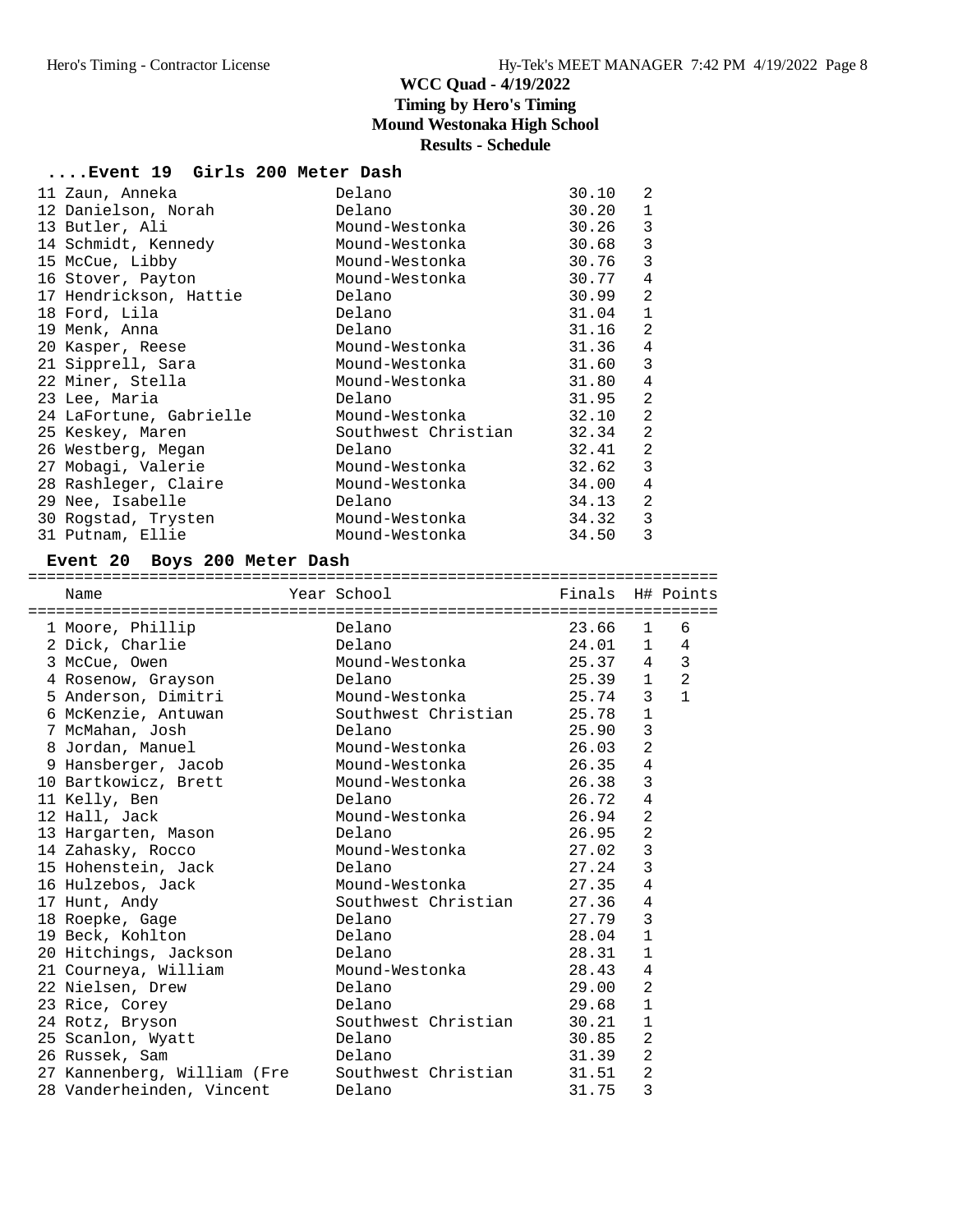# WCC Quad - 4/19/2022

**Timing by Hero's Timing**

**Mound Westonaka High School**

**Results - Schedule**

## ....Event 19 Girls 200 Meter Dash

| Place | Name | School | Finals | H# |
|---|---|---|---|---|
| 11 | Zaun, Anneka | Delano | 30.10 | 2 |
| 12 | Danielson, Norah | Delano | 30.20 | 1 |
| 13 | Butler, Ali | Mound-Westonka | 30.26 | 3 |
| 14 | Schmidt, Kennedy | Mound-Westonka | 30.68 | 3 |
| 15 | McCue, Libby | Mound-Westonka | 30.76 | 3 |
| 16 | Stover, Payton | Mound-Westonka | 30.77 | 4 |
| 17 | Hendrickson, Hattie | Delano | 30.99 | 2 |
| 18 | Ford, Lila | Delano | 31.04 | 1 |
| 19 | Menk, Anna | Delano | 31.16 | 2 |
| 20 | Kasper, Reese | Mound-Westonka | 31.36 | 4 |
| 21 | Sipprell, Sara | Mound-Westonka | 31.60 | 3 |
| 22 | Miner, Stella | Mound-Westonka | 31.80 | 4 |
| 23 | Lee, Maria | Delano | 31.95 | 2 |
| 24 | LaFortune, Gabrielle | Mound-Westonka | 32.10 | 2 |
| 25 | Keskey, Maren | Southwest Christian | 32.34 | 2 |
| 26 | Westberg, Megan | Delano | 32.41 | 2 |
| 27 | Mobagi, Valerie | Mound-Westonka | 32.62 | 3 |
| 28 | Rashleger, Claire | Mound-Westonka | 34.00 | 4 |
| 29 | Nee, Isabelle | Delano | 34.13 | 2 |
| 30 | Rogstad, Trysten | Mound-Westonka | 34.32 | 3 |
| 31 | Putnam, Ellie | Mound-Westonka | 34.50 | 3 |

## Event 20 Boys 200 Meter Dash

| Place | Name | Year School | Finals | H# | Points |
|---|---|---|---|---|---|
| 1 | Moore, Phillip | Delano | 23.66 | 1 | 6 |
| 2 | Dick, Charlie | Delano | 24.01 | 1 | 4 |
| 3 | McCue, Owen | Mound-Westonka | 25.37 | 4 | 3 |
| 4 | Rosenow, Grayson | Delano | 25.39 | 1 | 2 |
| 5 | Anderson, Dimitri | Mound-Westonka | 25.74 | 3 | 1 |
| 6 | McKenzie, Antuwan | Southwest Christian | 25.78 | 1 | |
| 7 | McMahan, Josh | Delano | 25.90 | 3 | |
| 8 | Jordan, Manuel | Mound-Westonka | 26.03 | 2 | |
| 9 | Hansberger, Jacob | Mound-Westonka | 26.35 | 4 | |
| 10 | Bartkowicz, Brett | Mound-Westonka | 26.38 | 3 | |
| 11 | Kelly, Ben | Delano | 26.72 | 4 | |
| 12 | Hall, Jack | Mound-Westonka | 26.94 | 2 | |
| 13 | Hargarten, Mason | Delano | 26.95 | 2 | |
| 14 | Zahasky, Rocco | Mound-Westonka | 27.02 | 3 | |
| 15 | Hohenstein, Jack | Delano | 27.24 | 3 | |
| 16 | Hulzebos, Jack | Mound-Westonka | 27.35 | 4 | |
| 17 | Hunt, Andy | Southwest Christian | 27.36 | 4 | |
| 18 | Roepke, Gage | Delano | 27.79 | 3 | |
| 19 | Beck, Kohlton | Delano | 28.04 | 1 | |
| 20 | Hitchings, Jackson | Delano | 28.31 | 1 | |
| 21 | Courneya, William | Mound-Westonka | 28.43 | 4 | |
| 22 | Nielsen, Drew | Delano | 29.00 | 2 | |
| 23 | Rice, Corey | Delano | 29.68 | 1 | |
| 24 | Rotz, Bryson | Southwest Christian | 30.21 | 1 | |
| 25 | Scanlon, Wyatt | Delano | 30.85 | 2 | |
| 26 | Russek, Sam | Delano | 31.39 | 2 | |
| 27 | Kannenberg, William (Fre | Southwest Christian | 31.51 | 2 | |
| 28 | Vanderheinden, Vincent | Delano | 31.75 | 3 | |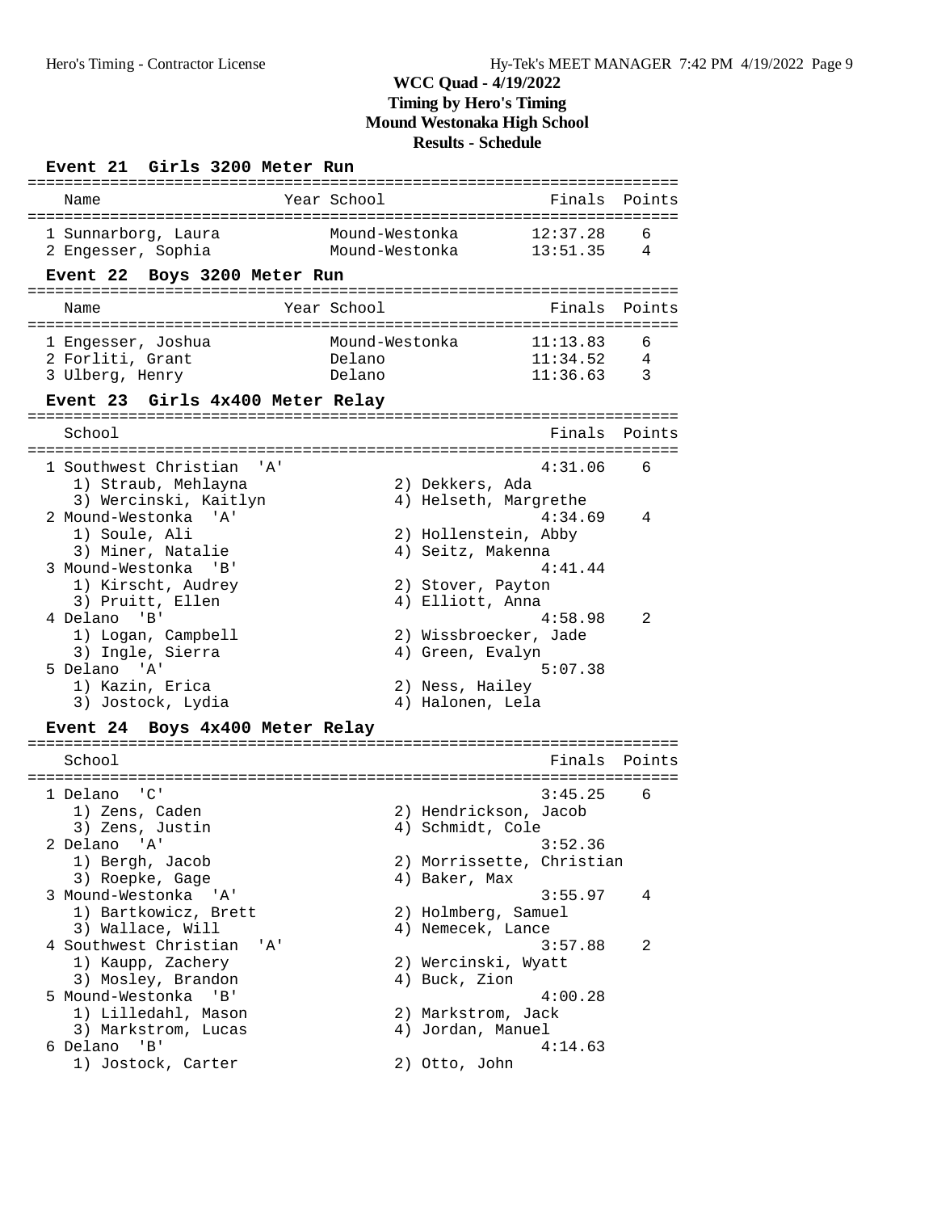# WCC Quad - 4/19/2022

**Timing by Hero's Timing**

**Mound Westonaka High School**

**Results - Schedule**

### Event 21 Girls 3200 Meter Run

| Place | Name | Year | School | Finals | Points |
|---|---|---|---|---|---|
| 1 | Sunnarborg, Laura | | Mound-Westonka | 12:37.28 | 6 |
| 2 | Engesser, Sophia | | Mound-Westonka | 13:51.35 | 4 |

### Event 22 Boys 3200 Meter Run

| Place | Name | Year | School | Finals | Points |
|---|---|---|---|---|---|
| 1 | Engesser, Joshua | | Mound-Westonka | 11:13.83 | 6 |
| 2 | Forliti, Grant | | Delano | 11:34.52 | 4 |
| 3 | Ulberg, Henry | | Delano | 11:36.63 | 3 |

### Event 23 Girls 4x400 Meter Relay

| Place | School | Finals | Points |
|---|---|---|---|
| 1 | Southwest Christian 'A' | 4:31.06 | 6 |
| | 1) Straub, Mehlayna; 2) Dekkers, Ada; 3) Wercinski, Kaitlyn; 4) Helseth, Margrethe | | |
| 2 | Mound-Westonka 'A' | 4:34.69 | 4 |
| | 1) Soule, Ali; 2) Hollenstein, Abby; 3) Miner, Natalie; 4) Seitz, Makenna | | |
| 3 | Mound-Westonka 'B' | 4:41.44 | |
| | 1) Kirscht, Audrey; 2) Stover, Payton; 3) Pruitt, Ellen; 4) Elliott, Anna | | |
| 4 | Delano 'B' | 4:58.98 | 2 |
| | 1) Logan, Campbell; 2) Wissbroecker, Jade; 3) Ingle, Sierra; 4) Green, Evalyn | | |
| 5 | Delano 'A' | 5:07.38 | |
| | 1) Kazin, Erica; 2) Ness, Hailey; 3) Jostock, Lydia; 4) Halonen, Lela | | |

### Event 24 Boys 4x400 Meter Relay

| Place | School | Finals | Points |
|---|---|---|---|
| 1 | Delano 'C' | 3:45.25 | 6 |
| | 1) Zens, Caden; 2) Hendrickson, Jacob; 3) Zens, Justin; 4) Schmidt, Cole | | |
| 2 | Delano 'A' | 3:52.36 | |
| | 1) Bergh, Jacob; 2) Morrissette, Christian; 3) Roepke, Gage; 4) Baker, Max | | |
| 3 | Mound-Westonka 'A' | 3:55.97 | 4 |
| | 1) Bartkowicz, Brett; 2) Holmberg, Samuel; 3) Wallace, Will; 4) Nemecek, Lance | | |
| 4 | Southwest Christian 'A' | 3:57.88 | 2 |
| | 1) Kaupp, Zachery; 2) Wercinski, Wyatt; 3) Mosley, Brandon; 4) Buck, Zion | | |
| 5 | Mound-Westonka 'B' | 4:00.28 | |
| | 1) Lilledahl, Mason; 2) Markstrom, Jack; 3) Markstrom, Lucas; 4) Jordan, Manuel | | |
| 6 | Delano 'B' | 4:14.63 | |
| | 1) Jostock, Carter; 2) Otto, John | | |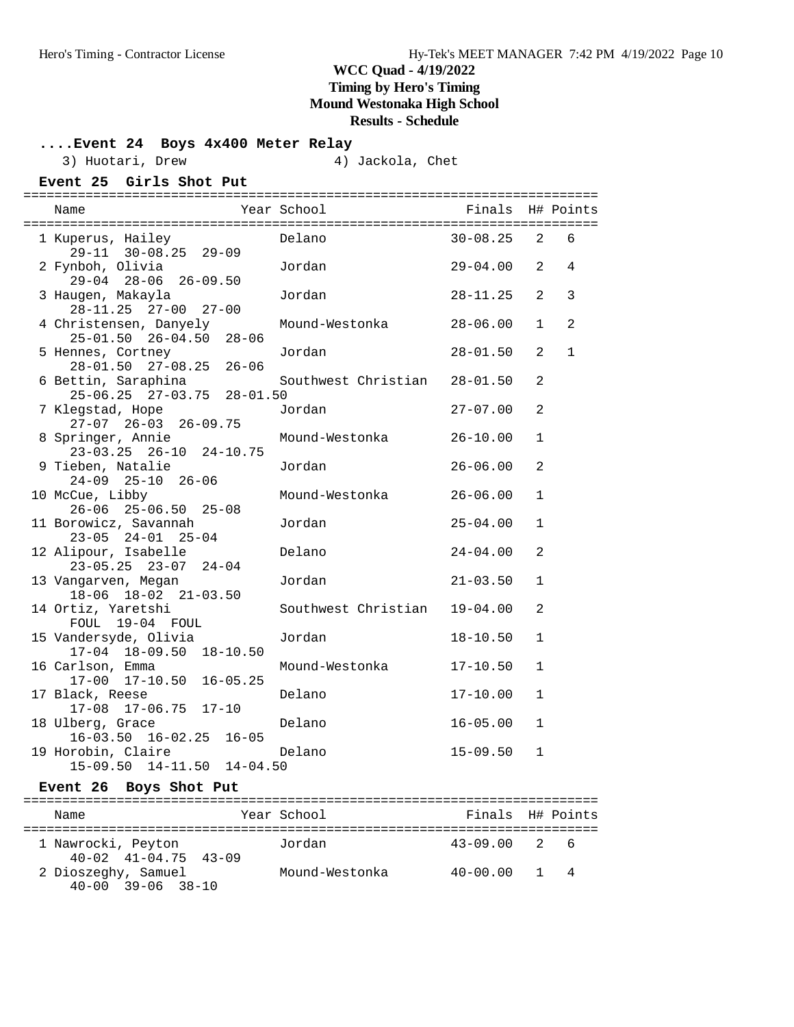# WCC Quad - 4/19/2022

**Timing by Hero's Timing**

**Mound Westonaka High School**

**Results - Schedule**

### ....Event 24 Boys 4x400 Meter Relay

3) Huotari, Drew 4) Jackola, Chet

### Event 25 Girls Shot Put

| | Name | Year | School | Finals | H# | Points |
|---|---|---|---|---|---|---|
| 1 | Kuperus, Hailey | | Delano | 30-08.25 | 2 | 6 |
| | 29-11 30-08.25 29-09 | | | | | |
| 2 | Fynboh, Olivia | | Jordan | 29-04.00 | 2 | 4 |
| | 29-04 28-06 26-09.50 | | | | | |
| 3 | Haugen, Makayla | | Jordan | 28-11.25 | 2 | 3 |
| | 28-11.25 27-00 27-00 | | | | | |
| 4 | Christensen, Danyely | | Mound-Westonka | 28-06.00 | 1 | 2 |
| | 25-01.50 26-04.50 28-06 | | | | | |
| 5 | Hennes, Cortney | | Jordan | 28-01.50 | 2 | 1 |
| | 28-01.50 27-08.25 26-06 | | | | | |
| 6 | Bettin, Saraphina | | Southwest Christian | 28-01.50 | 2 | |
| | 25-06.25 27-03.75 28-01.50 | | | | | |
| 7 | Klegstad, Hope | | Jordan | 27-07.00 | 2 | |
| | 27-07 26-03 26-09.75 | | | | | |
| 8 | Springer, Annie | | Mound-Westonka | 26-10.00 | 1 | |
| | 23-03.25 26-10 24-10.75 | | | | | |
| 9 | Tieben, Natalie | | Jordan | 26-06.00 | 2 | |
| | 24-09 25-10 26-06 | | | | | |
| 10 | McCue, Libby | | Mound-Westonka | 26-06.00 | 1 | |
| | 26-06 25-06.50 25-08 | | | | | |
| 11 | Borowicz, Savannah | | Jordan | 25-04.00 | 1 | |
| | 23-05 24-01 25-04 | | | | | |
| 12 | Alipour, Isabelle | | Delano | 24-04.00 | 2 | |
| | 23-05.25 23-07 24-04 | | | | | |
| 13 | Vangarven, Megan | | Jordan | 21-03.50 | 1 | |
| | 18-06 18-02 21-03.50 | | | | | |
| 14 | Ortiz, Yaretshi | | Southwest Christian | 19-04.00 | 2 | |
| | FOUL 19-04 FOUL | | | | | |
| 15 | Vandersyde, Olivia | | Jordan | 18-10.50 | 1 | |
| | 17-04 18-09.50 18-10.50 | | | | | |
| 16 | Carlson, Emma | | Mound-Westonka | 17-10.50 | 1 | |
| | 17-00 17-10.50 16-05.25 | | | | | |
| 17 | Black, Reese | | Delano | 17-10.00 | 1 | |
| | 17-08 17-06.75 17-10 | | | | | |
| 18 | Ulberg, Grace | | Delano | 16-05.00 | 1 | |
| | 16-03.50 16-02.25 16-05 | | | | | |
| 19 | Horobin, Claire | | Delano | 15-09.50 | 1 | |
| | 15-09.50 14-11.50 14-04.50 | | | | | |

### Event 26 Boys Shot Put

| | Name | Year | School | Finals | H# | Points |
|---|---|---|---|---|---|---|
| 1 | Nawrocki, Peyton | | Jordan | 43-09.00 | 2 | 6 |
| | 40-02 41-04.75 43-09 | | | | | |
| 2 | Dioszeghy, Samuel | | Mound-Westonka | 40-00.00 | 1 | 4 |
| | 40-00 39-06 38-10 | | | | | |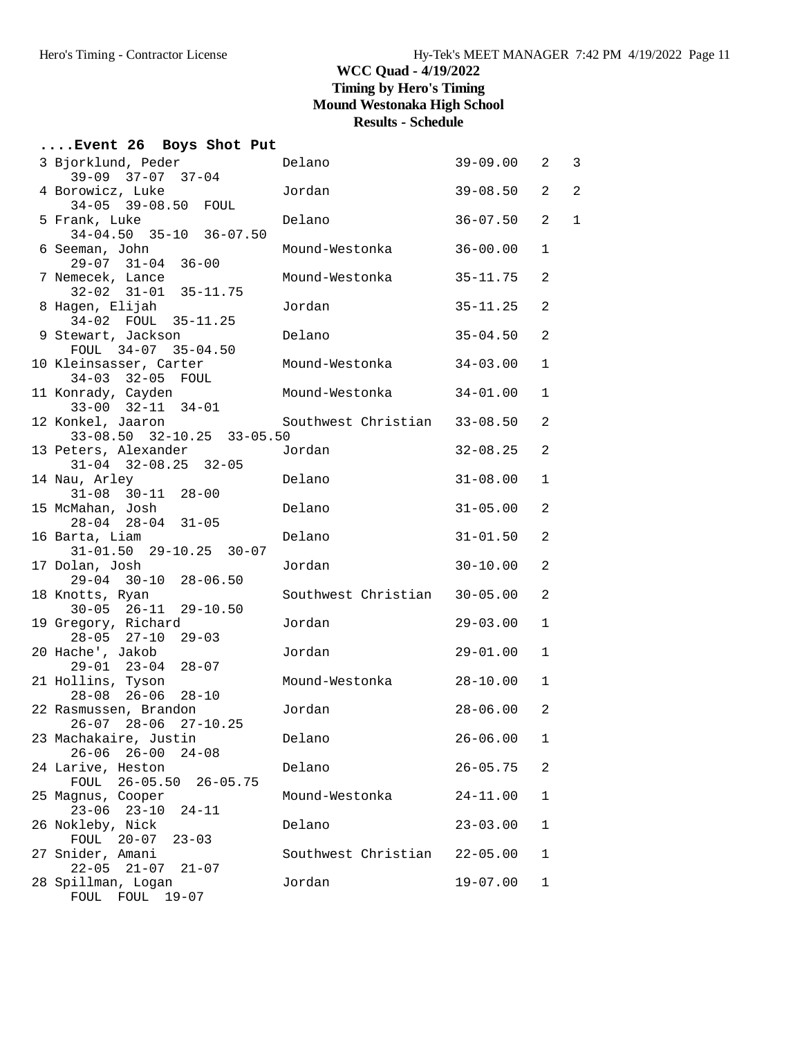# WCC Quad - 4/19/2022
## Timing by Hero's Timing
## Mound Westonaka High School
## Results - Schedule

### ....Event 26 Boys Shot Put

| Place | Name | School | Mark | Flight | Points |
|---|---|---|---|---|---|
| 3 | Bjorklund, Peder | Delano | 39-09.00 | 2 | 3 |
| | 39-09 37-07 37-04 | | | | |
| 4 | Borowicz, Luke | Jordan | 39-08.50 | 2 | 2 |
| | 34-05 39-08.50 FOUL | | | | |
| 5 | Frank, Luke | Delano | 36-07.50 | 2 | 1 |
| | 34-04.50 35-10 36-07.50 | | | | |
| 6 | Seeman, John | Mound-Westonka | 36-00.00 | 1 | |
| | 29-07 31-04 36-00 | | | | |
| 7 | Nemecek, Lance | Mound-Westonka | 35-11.75 | 2 | |
| | 32-02 31-01 35-11.75 | | | | |
| 8 | Hagen, Elijah | Jordan | 35-11.25 | 2 | |
| | 34-02 FOUL 35-11.25 | | | | |
| 9 | Stewart, Jackson | Delano | 35-04.50 | 2 | |
| | FOUL 34-07 35-04.50 | | | | |
| 10 | Kleinsasser, Carter | Mound-Westonka | 34-03.00 | 1 | |
| | 34-03 32-05 FOUL | | | | |
| 11 | Konrady, Cayden | Mound-Westonka | 34-01.00 | 1 | |
| | 33-00 32-11 34-01 | | | | |
| 12 | Konkel, Jaaron | Southwest Christian | 33-08.50 | 2 | |
| | 33-08.50 32-10.25 33-05.50 | | | | |
| 13 | Peters, Alexander | Jordan | 32-08.25 | 2 | |
| | 31-04 32-08.25 32-05 | | | | |
| 14 | Nau, Arley | Delano | 31-08.00 | 1 | |
| | 31-08 30-11 28-00 | | | | |
| 15 | McMahan, Josh | Delano | 31-05.00 | 2 | |
| | 28-04 28-04 31-05 | | | | |
| 16 | Barta, Liam | Delano | 31-01.50 | 2 | |
| | 31-01.50 29-10.25 30-07 | | | | |
| 17 | Dolan, Josh | Jordan | 30-10.00 | 2 | |
| | 29-04 30-10 28-06.50 | | | | |
| 18 | Knotts, Ryan | Southwest Christian | 30-05.00 | 2 | |
| | 30-05 26-11 29-10.50 | | | | |
| 19 | Gregory, Richard | Jordan | 29-03.00 | 1 | |
| | 28-05 27-10 29-03 | | | | |
| 20 | Hache', Jakob | Jordan | 29-01.00 | 1 | |
| | 29-01 23-04 28-07 | | | | |
| 21 | Hollins, Tyson | Mound-Westonka | 28-10.00 | 1 | |
| | 28-08 26-06 28-10 | | | | |
| 22 | Rasmussen, Brandon | Jordan | 28-06.00 | 2 | |
| | 26-07 28-06 27-10.25 | | | | |
| 23 | Machakaire, Justin | Delano | 26-06.00 | 1 | |
| | 26-06 26-00 24-08 | | | | |
| 24 | Larive, Heston | Delano | 26-05.75 | 2 | |
| | FOUL 26-05.50 26-05.75 | | | | |
| 25 | Magnus, Cooper | Mound-Westonka | 24-11.00 | 1 | |
| | 23-06 23-10 24-11 | | | | |
| 26 | Nokleby, Nick | Delano | 23-03.00 | 1 | |
| | FOUL 20-07 23-03 | | | | |
| 27 | Snider, Amani | Southwest Christian | 22-05.00 | 1 | |
| | 22-05 21-07 21-07 | | | | |
| 28 | Spillman, Logan | Jordan | 19-07.00 | 1 | |
| | FOUL FOUL 19-07 | | | | |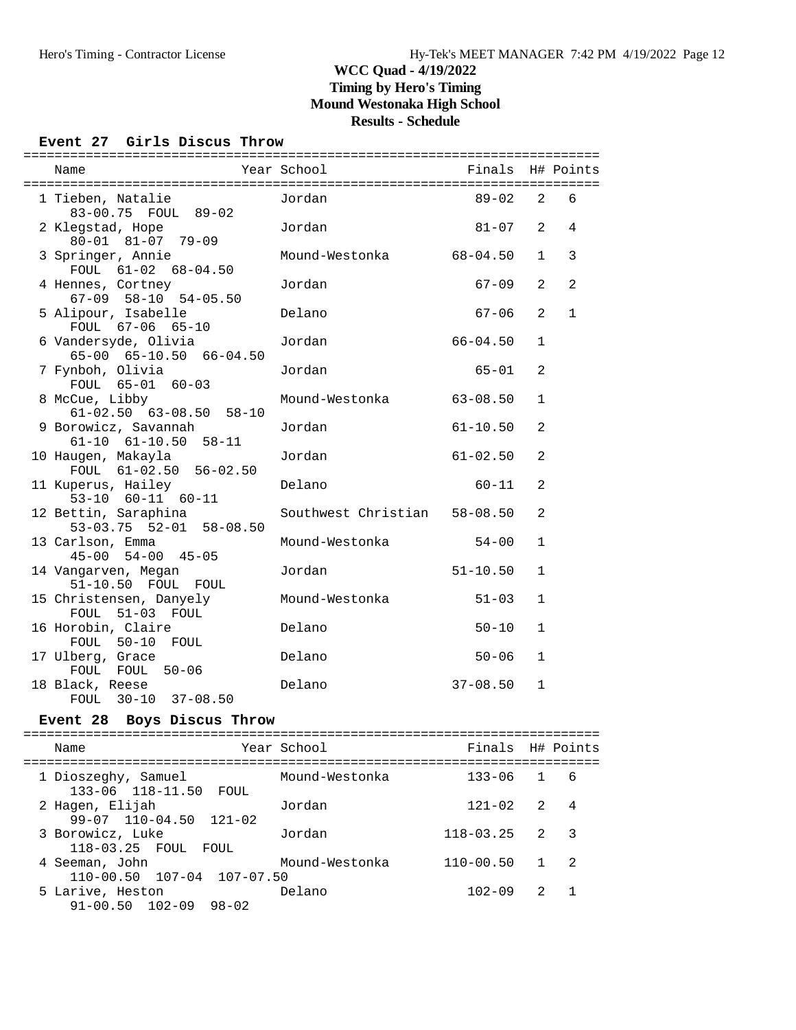# WCC Quad - 4/19/2022
## Timing by Hero's Timing
## Mound Westonaka High School
## Results - Schedule

### Event 27 Girls Discus Throw

| Place | Name | Year | School | Finals | H# | Points |
|---|---|---|---|---|---|---|
| 1 | Tieben, Natalie | | Jordan | 89-02 | 2 | 6 |
| | 83-00.75 FOUL 89-02 | | | | | |
| 2 | Klegstad, Hope | | Jordan | 81-07 | 2 | 4 |
| | 80-01 81-07 79-09 | | | | | |
| 3 | Springer, Annie | | Mound-Westonka | 68-04.50 | 1 | 3 |
| | FOUL 61-02 68-04.50 | | | | | |
| 4 | Hennes, Cortney | | Jordan | 67-09 | 2 | 2 |
| | 67-09 58-10 54-05.50 | | | | | |
| 5 | Alipour, Isabelle | | Delano | 67-06 | 2 | 1 |
| | FOUL 67-06 65-10 | | | | | |
| 6 | Vandersyde, Olivia | | Jordan | 66-04.50 | 1 | |
| | 65-00 65-10.50 66-04.50 | | | | | |
| 7 | Fynboh, Olivia | | Jordan | 65-01 | 2 | |
| | FOUL 65-01 60-03 | | | | | |
| 8 | McCue, Libby | | Mound-Westonka | 63-08.50 | 1 | |
| | 61-02.50 63-08.50 58-10 | | | | | |
| 9 | Borowicz, Savannah | | Jordan | 61-10.50 | 2 | |
| | 61-10 61-10.50 58-11 | | | | | |
| 10 | Haugen, Makayla | | Jordan | 61-02.50 | 2 | |
| | FOUL 61-02.50 56-02.50 | | | | | |
| 11 | Kuperus, Hailey | | Delano | 60-11 | 2 | |
| | 53-10 60-11 60-11 | | | | | |
| 12 | Bettin, Saraphina | | Southwest Christian | 58-08.50 | 2 | |
| | 53-03.75 52-01 58-08.50 | | | | | |
| 13 | Carlson, Emma | | Mound-Westonka | 54-00 | 1 | |
| | 45-00 54-00 45-05 | | | | | |
| 14 | Vangarven, Megan | | Jordan | 51-10.50 | 1 | |
| | 51-10.50 FOUL FOUL | | | | | |
| 15 | Christensen, Danyely | | Mound-Westonka | 51-03 | 1 | |
| | FOUL 51-03 FOUL | | | | | |
| 16 | Horobin, Claire | | Delano | 50-10 | 1 | |
| | FOUL 50-10 FOUL | | | | | |
| 17 | Ulberg, Grace | | Delano | 50-06 | 1 | |
| | FOUL FOUL 50-06 | | | | | |
| 18 | Black, Reese | | Delano | 37-08.50 | 1 | |
| | FOUL 30-10 37-08.50 | | | | | |

### Event 28 Boys Discus Throw

| Place | Name | Year | School | Finals | H# | Points |
|---|---|---|---|---|---|---|
| 1 | Dioszeghy, Samuel | | Mound-Westonka | 133-06 | 1 | 6 |
| | 133-06 118-11.50 FOUL | | | | | |
| 2 | Hagen, Elijah | | Jordan | 121-02 | 2 | 4 |
| | 99-07 110-04.50 121-02 | | | | | |
| 3 | Borowicz, Luke | | Jordan | 118-03.25 | 2 | 3 |
| | 118-03.25 FOUL FOUL | | | | | |
| 4 | Seeman, John | | Mound-Westonka | 110-00.50 | 1 | 2 |
| | 110-00.50 107-04 107-07.50 | | | | | |
| 5 | Larive, Heston | | Delano | 102-09 | 2 | 1 |
| | 91-00.50 102-09 98-02 | | | | | |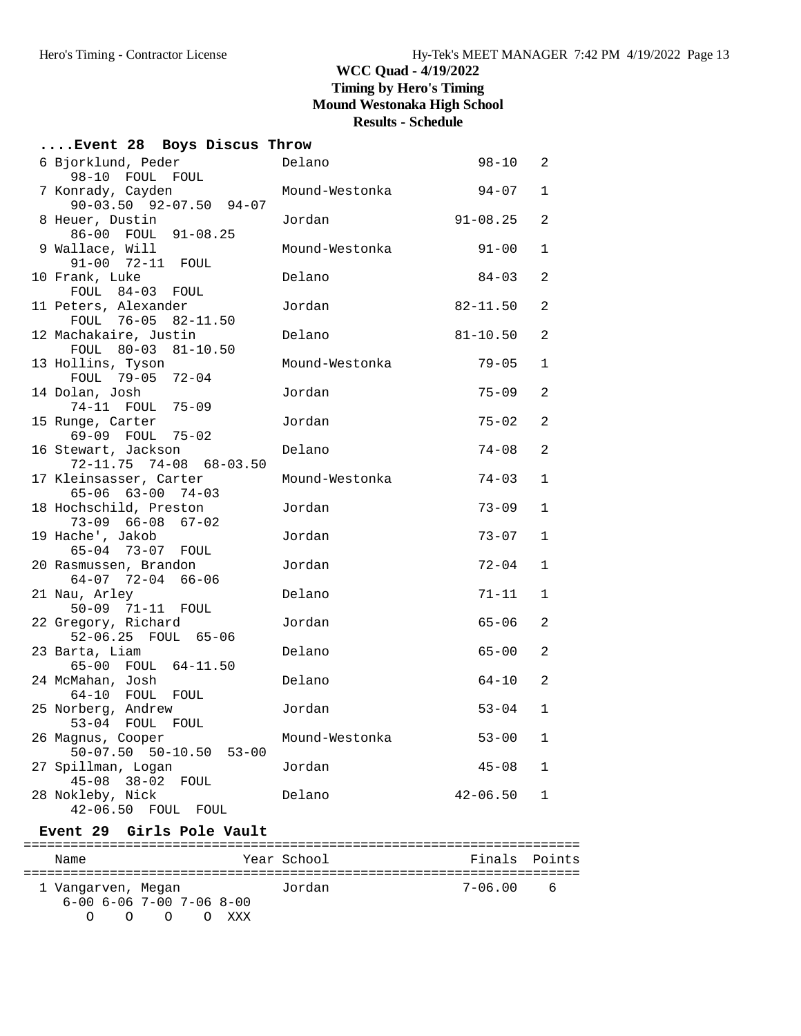# WCC Quad - 4/19/2022
## Timing by Hero's Timing
## Mound Westonaka High School
## Results - Schedule

### ....Event 28 Boys Discus Throw

```
  6 Bjorklund, Peder            Delano                 98-10   2
      98-10  FOUL  FOUL
  7 Konrady, Cayden             Mound-Westonka         94-07   1
      90-03.50  92-07.50  94-07
  8 Heuer, Dustin               Jordan              91-08.25   2
      86-00  FOUL  91-08.25
  9 Wallace, Will               Mound-Westonka         91-00   1
      91-00  72-11  FOUL
 10 Frank, Luke                 Delano                 84-03   2
      FOUL  84-03  FOUL
 11 Peters, Alexander           Jordan              82-11.50   2
      FOUL  76-05  82-11.50
 12 Machakaire, Justin          Delano              81-10.50   2
      FOUL  80-03  81-10.50
 13 Hollins, Tyson              Mound-Westonka         79-05   1
      FOUL  79-05  72-04
 14 Dolan, Josh                 Jordan                 75-09   2
      74-11  FOUL  75-09
 15 Runge, Carter               Jordan                 75-02   2
      69-09  FOUL  75-02
 16 Stewart, Jackson            Delano                 74-08   2
      72-11.75  74-08  68-03.50
 17 Kleinsasser, Carter         Mound-Westonka         74-03   1
      65-06  63-00  74-03
 18 Hochschild, Preston         Jordan                 73-09   1
      73-09  66-08  67-02
 19 Hache', Jakob               Jordan                 73-07   1
      65-04  73-07  FOUL
 20 Rasmussen, Brandon          Jordan                 72-04   1
      64-07  72-04  66-06
 21 Nau, Arley                  Delano                 71-11   1
      50-09  71-11  FOUL
 22 Gregory, Richard            Jordan                 65-06   2
      52-06.25  FOUL  65-06
 23 Barta, Liam                 Delano                 65-00   2
      65-00  FOUL  64-11.50
 24 McMahan, Josh               Delano                 64-10   2
      64-10  FOUL  FOUL
 25 Norberg, Andrew             Jordan                 53-04   1
      53-04  FOUL  FOUL
 26 Magnus, Cooper              Mound-Westonka         53-00   1
      50-07.50  50-10.50  53-00
 27 Spillman, Logan             Jordan                 45-08   1
      45-08  38-02  FOUL
 28 Nokleby, Nick               Delano              42-06.50   1
      42-06.50  FOUL  FOUL
```

### Event 29 Girls Pole Vault

```
=======================================================================
    Name                    Year School                  Finals  Points
=======================================================================
  1 Vangarven, Megan             Jordan                 7-06.00    6
      6-00 6-06 7-00 7-06 8-00
         O    O    O    O  XXX
```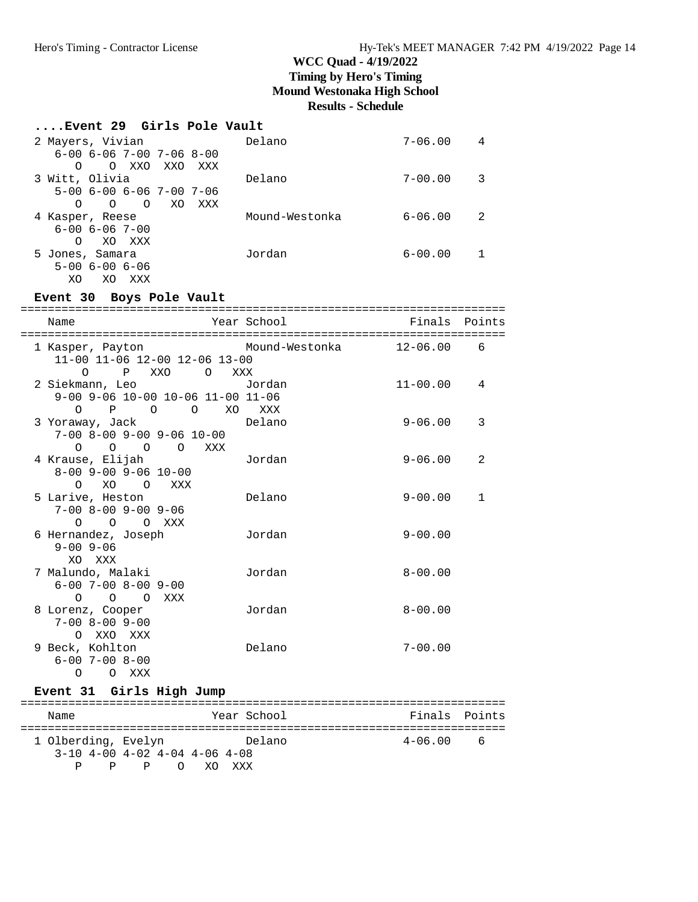# WCC Quad - 4/19/2022
## Timing by Hero's Timing
## Mound Westonaka High School
## Results - Schedule

### ....Event 29 Girls Pole Vault

```
  2 Mayers, Vivian               Delano                   7-06.00    4
     6-00 6-06 7-00 7-06 8-00
        O    O  XXO  XXO  XXX
  3 Witt, Olivia                 Delano                   7-00.00    3
     5-00 6-00 6-06 7-00 7-06
        O    O    O   XO  XXX
  4 Kasper, Reese                Mound-Westonka           6-06.00    2
     6-00 6-06 7-00
        O   XO  XXX
  5 Jones, Samara                Jordan                   6-00.00    1
     5-00 6-00 6-06
       XO   XO  XXX
```

### Event 30 Boys Pole Vault

```
=======================================================================
    Name                    Year School                  Finals  Points
=======================================================================
  1 Kasper, Payton               Mound-Westonka          12-06.00    6
     11-00 11-06 12-00 12-06 13-00
         O     P   XXO     O   XXX
  2 Siekmann, Leo                Jordan                  11-00.00    4
     9-00 9-06 10-00 10-06 11-00 11-06
        O    P     O     O    XO   XXX
  3 Yoraway, Jack                Delano                   9-06.00    3
     7-00 8-00 9-00 9-06 10-00
        O    O    O    O   XXX
  4 Krause, Elijah               Jordan                   9-06.00    2
     8-00 9-00 9-06 10-00
        O   XO    O   XXX
  5 Larive, Heston               Delano                   9-00.00    1
     7-00 8-00 9-00 9-06
        O    O    O  XXX
  6 Hernandez, Joseph            Jordan                   9-00.00
     9-00 9-06
       XO  XXX
  7 Malundo, Malaki              Jordan                   8-00.00
     6-00 7-00 8-00 9-00
        O    O    O  XXX
  8 Lorenz, Cooper               Jordan                   8-00.00
     7-00 8-00 9-00
        O  XXO  XXX
  9 Beck, Kohlton                Delano                   7-00.00
     6-00 7-00 8-00
        O    O  XXX
```

### Event 31 Girls High Jump

```
=======================================================================
    Name                    Year School                  Finals  Points
=======================================================================
  1 Olberding, Evelyn            Delano                   4-06.00    6
     3-10 4-00 4-02 4-04 4-06 4-08
        P    P    P    O   XO  XXX
```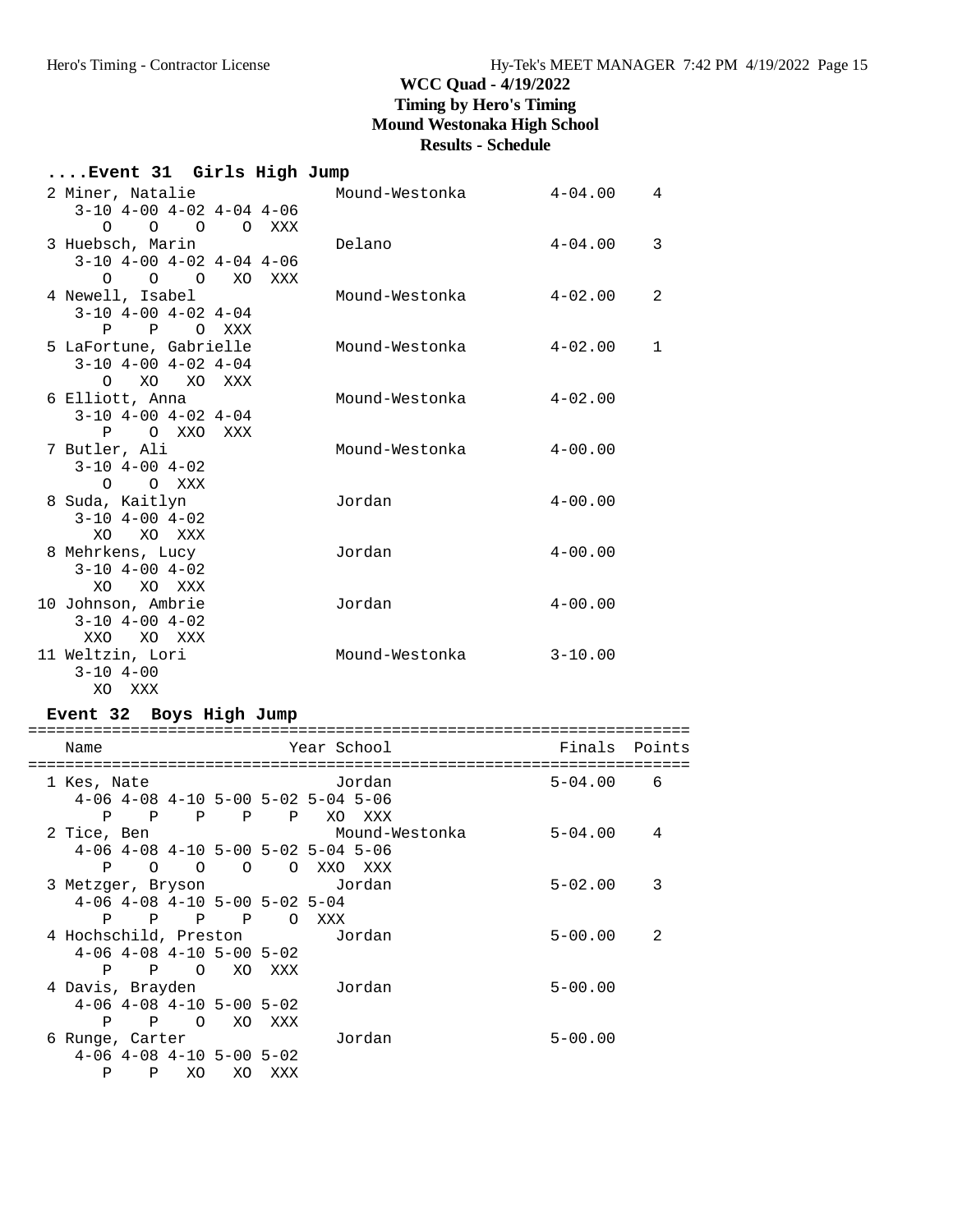# WCC Quad - 4/19/2022
## Timing by Hero's Timing
## Mound Westonaka High School
## Results - Schedule

### ....Event 31 Girls High Jump

```
  2 Miner, Natalie             Mound-Westonka         4-04.00    4
     3-10 4-00 4-02 4-04 4-06
        O    O    O    O  XXX
  3 Huebsch, Marin             Delano                 4-04.00    3
     3-10 4-00 4-02 4-04 4-06
        O    O    O   XO  XXX
  4 Newell, Isabel             Mound-Westonka         4-02.00    2
     3-10 4-00 4-02 4-04
        P    P    O  XXX
  5 LaFortune, Gabrielle       Mound-Westonka         4-02.00    1
     3-10 4-00 4-02 4-04
        O   XO   XO  XXX
  6 Elliott, Anna              Mound-Westonka         4-02.00
     3-10 4-00 4-02 4-04
        P    O  XXO  XXX
  7 Butler, Ali                Mound-Westonka         4-00.00
     3-10 4-00 4-02
        O    O  XXX
  8 Suda, Kaitlyn              Jordan                 4-00.00
     3-10 4-00 4-02
       XO   XO  XXX
  8 Mehrkens, Lucy             Jordan                 4-00.00
     3-10 4-00 4-02
       XO   XO  XXX
 10 Johnson, Ambrie            Jordan                 4-00.00
     3-10 4-00 4-02
      XXO   XO  XXX
 11 Weltzin, Lori              Mound-Westonka         3-10.00
     3-10 4-00
       XO  XXX
```

### Event 32 Boys High Jump

```
=======================================================================
   Name                    Year School                 Finals  Points
=======================================================================
  1 Kes, Nate                   Jordan                 5-04.00    6
     4-06 4-08 4-10 5-00 5-02 5-04 5-06
        P    P    P    P    P   XO  XXX
  2 Tice, Ben                   Mound-Westonka         5-04.00    4
     4-06 4-08 4-10 5-00 5-02 5-04 5-06
        P    O    O    O    O  XXO  XXX
  3 Metzger, Bryson             Jordan                 5-02.00    3
     4-06 4-08 4-10 5-00 5-02 5-04
        P    P    P    P    O  XXX
  4 Hochschild, Preston         Jordan                 5-00.00    2
     4-06 4-08 4-10 5-00 5-02
        P    P    O   XO  XXX
  4 Davis, Brayden              Jordan                 5-00.00
     4-06 4-08 4-10 5-00 5-02
        P    P    O   XO  XXX
  6 Runge, Carter               Jordan                 5-00.00
     4-06 4-08 4-10 5-00 5-02
        P    P   XO   XO  XXX
```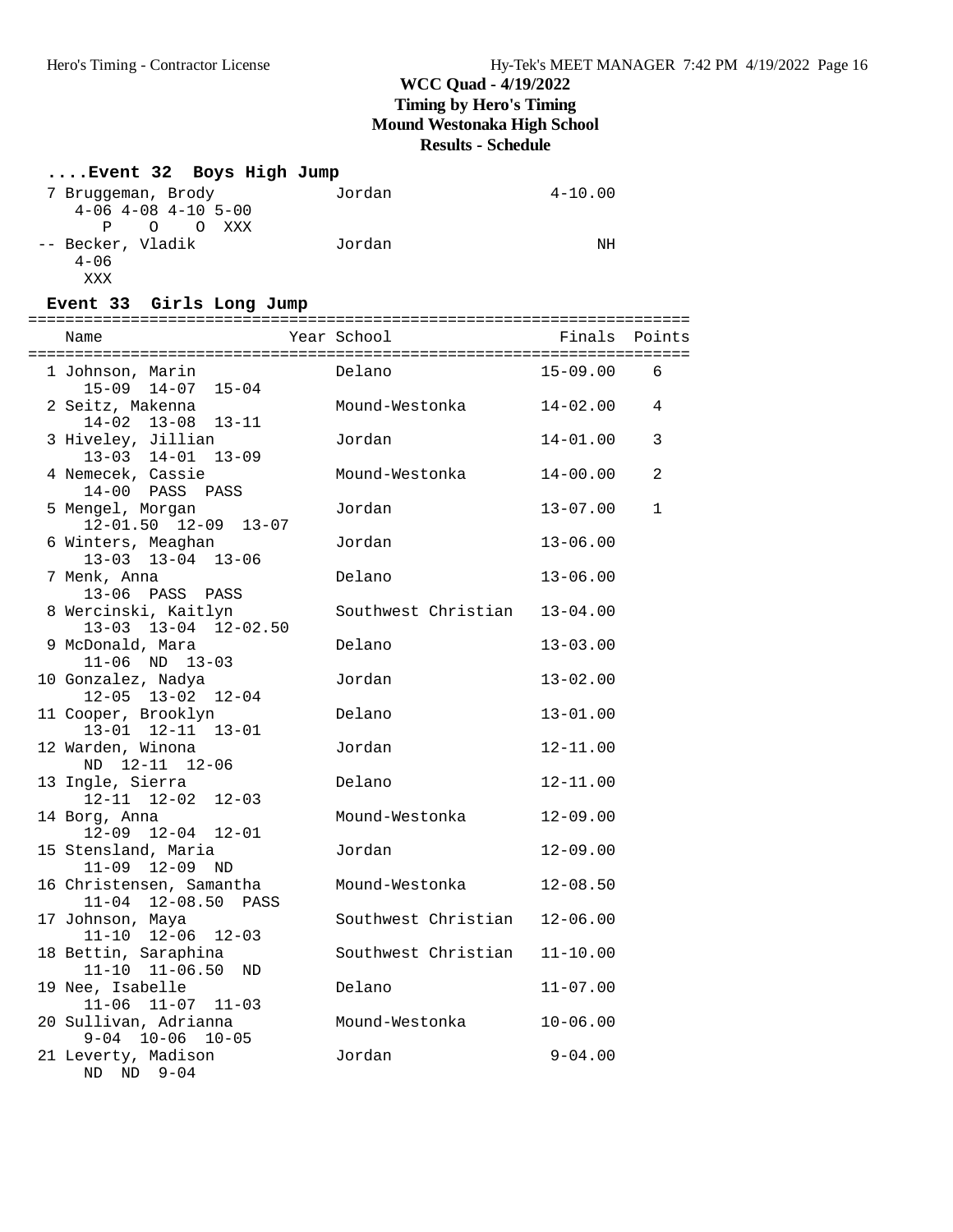# WCC Quad - 4/19/2022
## Timing by Hero's Timing
## Mound Westonaka High School
## Results - Schedule

### ....Event 32 Boys High Jump

```
  7 Bruggeman, Brody             Jordan                  4-10.00
     4-06 4-08 4-10 5-00
        P    O    O  XXX
 -- Becker, Vladik               Jordan                       NH
     4-06
      XXX
```

### Event 33 Girls Long Jump

| Place | Name | Year | School | Finals | Points |
|---|---|---|---|---|---|
| 1 | Johnson, Marin | | Delano | 15-09.00 | 6 |
| | 15-09 14-07 15-04 | | | | |
| 2 | Seitz, Makenna | | Mound-Westonka | 14-02.00 | 4 |
| | 14-02 13-08 13-11 | | | | |
| 3 | Hiveley, Jillian | | Jordan | 14-01.00 | 3 |
| | 13-03 14-01 13-09 | | | | |
| 4 | Nemecek, Cassie | | Mound-Westonka | 14-00.00 | 2 |
| | 14-00 PASS PASS | | | | |
| 5 | Mengel, Morgan | | Jordan | 13-07.00 | 1 |
| | 12-01.50 12-09 13-07 | | | | |
| 6 | Winters, Meaghan | | Jordan | 13-06.00 | |
| | 13-03 13-04 13-06 | | | | |
| 7 | Menk, Anna | | Delano | 13-06.00 | |
| | 13-06 PASS PASS | | | | |
| 8 | Wercinski, Kaitlyn | | Southwest Christian | 13-04.00 | |
| | 13-03 13-04 12-02.50 | | | | |
| 9 | McDonald, Mara | | Delano | 13-03.00 | |
| | 11-06 ND 13-03 | | | | |
| 10 | Gonzalez, Nadya | | Jordan | 13-02.00 | |
| | 12-05 13-02 12-04 | | | | |
| 11 | Cooper, Brooklyn | | Delano | 13-01.00 | |
| | 13-01 12-11 13-01 | | | | |
| 12 | Warden, Winona | | Jordan | 12-11.00 | |
| | ND 12-11 12-06 | | | | |
| 13 | Ingle, Sierra | | Delano | 12-11.00 | |
| | 12-11 12-02 12-03 | | | | |
| 14 | Borg, Anna | | Mound-Westonka | 12-09.00 | |
| | 12-09 12-04 12-01 | | | | |
| 15 | Stensland, Maria | | Jordan | 12-09.00 | |
| | 11-09 12-09 ND | | | | |
| 16 | Christensen, Samantha | | Mound-Westonka | 12-08.50 | |
| | 11-04 12-08.50 PASS | | | | |
| 17 | Johnson, Maya | | Southwest Christian | 12-06.00 | |
| | 11-10 12-06 12-03 | | | | |
| 18 | Bettin, Saraphina | | Southwest Christian | 11-10.00 | |
| | 11-10 11-06.50 ND | | | | |
| 19 | Nee, Isabelle | | Delano | 11-07.00 | |
| | 11-06 11-07 11-03 | | | | |
| 20 | Sullivan, Adrianna | | Mound-Westonka | 10-06.00 | |
| | 9-04 10-06 10-05 | | | | |
| 21 | Leverty, Madison | | Jordan | 9-04.00 | |
| | ND ND 9-04 | | | | |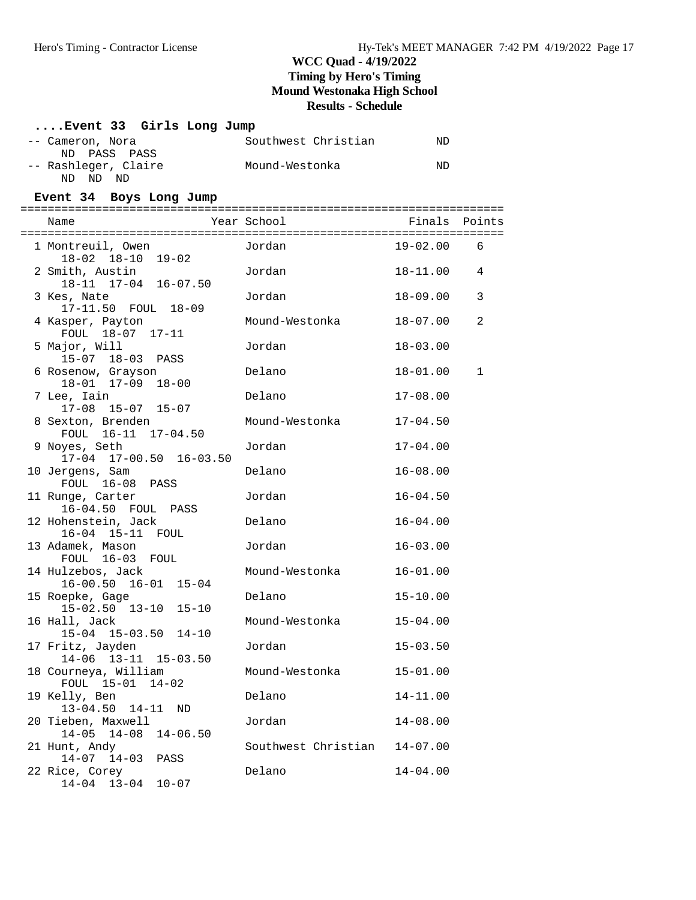**WCC Quad - 4/19/2022**
**Timing by Hero's Timing**
**Mound Westonaka High School**
**Results - Schedule**

### ....Event 33 Girls Long Jump

| Place | Name | Year | School | Finals | Points |
|---|---|---|---|---|---|
| -- | Cameron, Nora | | Southwest Christian | ND | |
| | ND PASS PASS | | | | |
| -- | Rashleger, Claire | | Mound-Westonka | ND | |
| | ND ND ND | | | | |

### Event 34 Boys Long Jump

| Place | Name | Year | School | Finals | Points |
|---|---|---|---|---|---|
| 1 | Montreuil, Owen | | Jordan | 19-02.00 | 6 |
| | 18-02 18-10 19-02 | | | | |
| 2 | Smith, Austin | | Jordan | 18-11.00 | 4 |
| | 18-11 17-04 16-07.50 | | | | |
| 3 | Kes, Nate | | Jordan | 18-09.00 | 3 |
| | 17-11.50 FOUL 18-09 | | | | |
| 4 | Kasper, Payton | | Mound-Westonka | 18-07.00 | 2 |
| | FOUL 18-07 17-11 | | | | |
| 5 | Major, Will | | Jordan | 18-03.00 | |
| | 15-07 18-03 PASS | | | | |
| 6 | Rosenow, Grayson | | Delano | 18-01.00 | 1 |
| | 18-01 17-09 18-00 | | | | |
| 7 | Lee, Iain | | Delano | 17-08.00 | |
| | 17-08 15-07 15-07 | | | | |
| 8 | Sexton, Brenden | | Mound-Westonka | 17-04.50 | |
| | FOUL 16-11 17-04.50 | | | | |
| 9 | Noyes, Seth | | Jordan | 17-04.00 | |
| | 17-04 17-00.50 16-03.50 | | | | |
| 10 | Jergens, Sam | | Delano | 16-08.00 | |
| | FOUL 16-08 PASS | | | | |
| 11 | Runge, Carter | | Jordan | 16-04.50 | |
| | 16-04.50 FOUL PASS | | | | |
| 12 | Hohenstein, Jack | | Delano | 16-04.00 | |
| | 16-04 15-11 FOUL | | | | |
| 13 | Adamek, Mason | | Jordan | 16-03.00 | |
| | FOUL 16-03 FOUL | | | | |
| 14 | Hulzebos, Jack | | Mound-Westonka | 16-01.00 | |
| | 16-00.50 16-01 15-04 | | | | |
| 15 | Roepke, Gage | | Delano | 15-10.00 | |
| | 15-02.50 13-10 15-10 | | | | |
| 16 | Hall, Jack | | Mound-Westonka | 15-04.00 | |
| | 15-04 15-03.50 14-10 | | | | |
| 17 | Fritz, Jayden | | Jordan | 15-03.50 | |
| | 14-06 13-11 15-03.50 | | | | |
| 18 | Courneya, William | | Mound-Westonka | 15-01.00 | |
| | FOUL 15-01 14-02 | | | | |
| 19 | Kelly, Ben | | Delano | 14-11.00 | |
| | 13-04.50 14-11 ND | | | | |
| 20 | Tieben, Maxwell | | Jordan | 14-08.00 | |
| | 14-05 14-08 14-06.50 | | | | |
| 21 | Hunt, Andy | | Southwest Christian | 14-07.00 | |
| | 14-07 14-03 PASS | | | | |
| 22 | Rice, Corey | | Delano | 14-04.00 | |
| | 14-04 13-04 10-07 | | | | |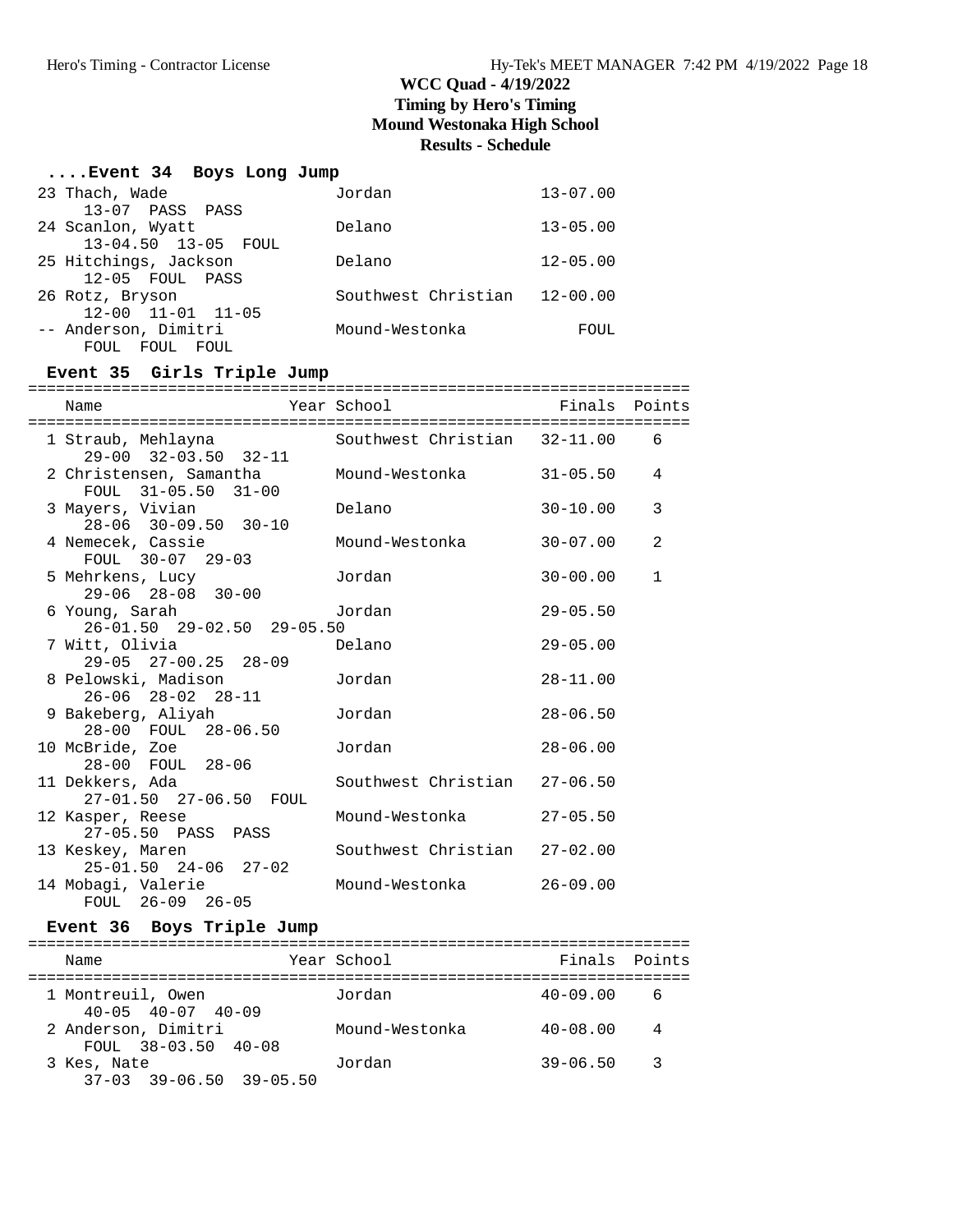# WCC Quad - 4/19/2022
## Timing by Hero's Timing
## Mound Westonaka High School
## Results - Schedule

### ....Event 34 Boys Long Jump

| Place | Name | School | Finals |
|---|---|---|---|
| 23 | Thach, Wade | Jordan | 13-07.00 |
| | 13-07 PASS PASS | | |
| 24 | Scanlon, Wyatt | Delano | 13-05.00 |
| | 13-04.50 13-05 FOUL | | |
| 25 | Hitchings, Jackson | Delano | 12-05.00 |
| | 12-05 FOUL PASS | | |
| 26 | Rotz, Bryson | Southwest Christian | 12-00.00 |
| | 12-00 11-01 11-05 | | |
| -- | Anderson, Dimitri | Mound-Westonka | FOUL |
| | FOUL FOUL FOUL | | |

### Event 35 Girls Triple Jump

| Place | Name | Year | School | Finals | Points |
|---|---|---|---|---|---|
| 1 | Straub, Mehlayna | | Southwest Christian | 32-11.00 | 6 |
| | 29-00 32-03.50 32-11 | | | | |
| 2 | Christensen, Samantha | | Mound-Westonka | 31-05.50 | 4 |
| | FOUL 31-05.50 31-00 | | | | |
| 3 | Mayers, Vivian | | Delano | 30-10.00 | 3 |
| | 28-06 30-09.50 30-10 | | | | |
| 4 | Nemecek, Cassie | | Mound-Westonka | 30-07.00 | 2 |
| | FOUL 30-07 29-03 | | | | |
| 5 | Mehrkens, Lucy | | Jordan | 30-00.00 | 1 |
| | 29-06 28-08 30-00 | | | | |
| 6 | Young, Sarah | | Jordan | 29-05.50 | |
| | 26-01.50 29-02.50 29-05.50 | | | | |
| 7 | Witt, Olivia | | Delano | 29-05.00 | |
| | 29-05 27-00.25 28-09 | | | | |
| 8 | Pelowski, Madison | | Jordan | 28-11.00 | |
| | 26-06 28-02 28-11 | | | | |
| 9 | Bakeberg, Aliyah | | Jordan | 28-06.50 | |
| | 28-00 FOUL 28-06.50 | | | | |
| 10 | McBride, Zoe | | Jordan | 28-06.00 | |
| | 28-00 FOUL 28-06 | | | | |
| 11 | Dekkers, Ada | | Southwest Christian | 27-06.50 | |
| | 27-01.50 27-06.50 FOUL | | | | |
| 12 | Kasper, Reese | | Mound-Westonka | 27-05.50 | |
| | 27-05.50 PASS PASS | | | | |
| 13 | Keskey, Maren | | Southwest Christian | 27-02.00 | |
| | 25-01.50 24-06 27-02 | | | | |
| 14 | Mobagi, Valerie | | Mound-Westonka | 26-09.00 | |
| | FOUL 26-09 26-05 | | | | |

### Event 36 Boys Triple Jump

| Place | Name | Year | School | Finals | Points |
|---|---|---|---|---|---|
| 1 | Montreuil, Owen | | Jordan | 40-09.00 | 6 |
| | 40-05 40-07 40-09 | | | | |
| 2 | Anderson, Dimitri | | Mound-Westonka | 40-08.00 | 4 |
| | FOUL 38-03.50 40-08 | | | | |
| 3 | Kes, Nate | | Jordan | 39-06.50 | 3 |
| | 37-03 39-06.50 39-05.50 | | | | |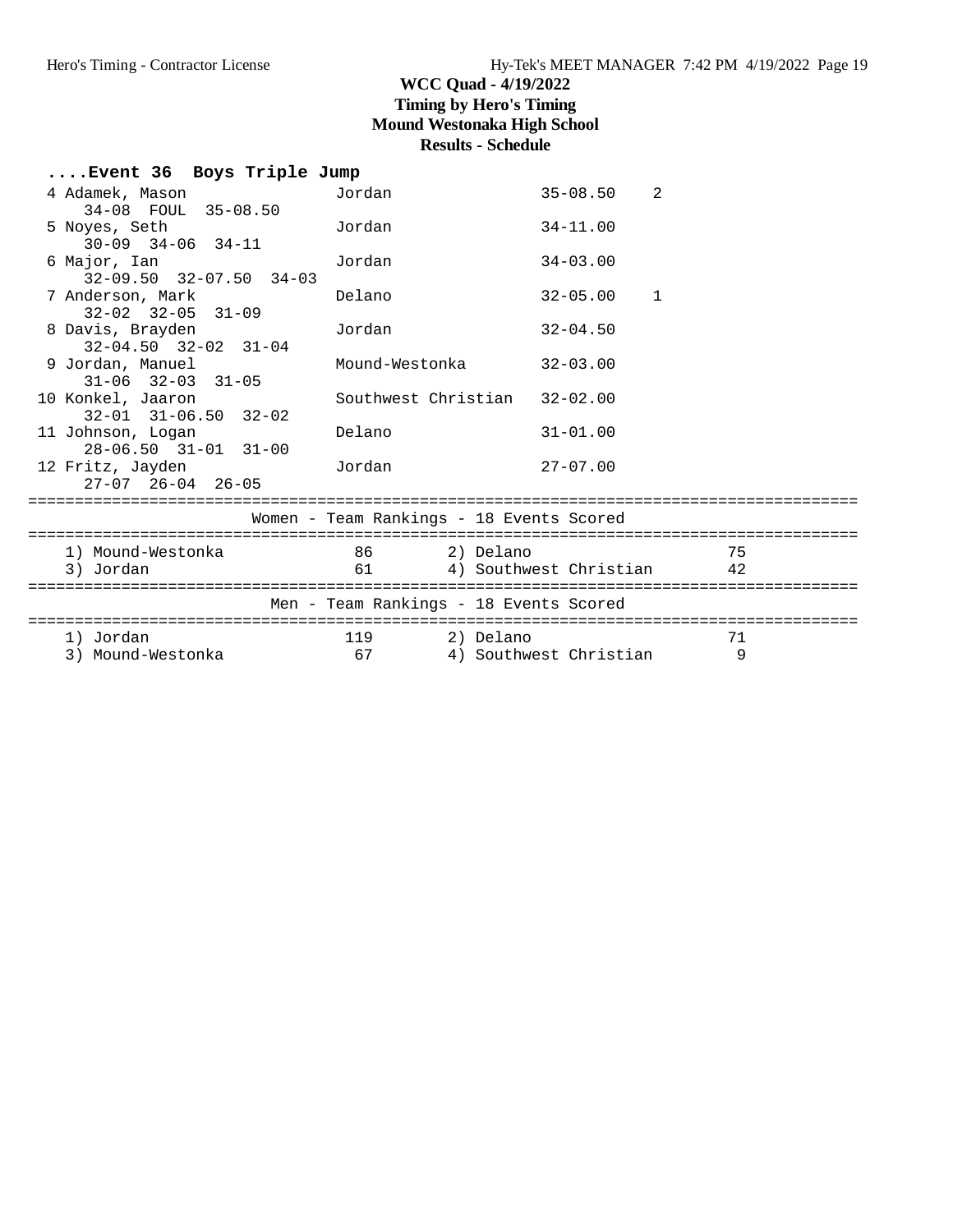**WCC Quad - 4/19/2022**
**Timing by Hero's Timing**
**Mound Westonaka High School**
**Results - Schedule**

### ....Event 36 Boys Triple Jump

| | | | | |
|---|---|---|---|---|
| 4 | Adamek, Mason | Jordan | 35-08.50 | 2 |
| | 34-08 FOUL 35-08.50 | | | |
| 5 | Noyes, Seth | Jordan | 34-11.00 | |
| | 30-09 34-06 34-11 | | | |
| 6 | Major, Ian | Jordan | 34-03.00 | |
| | 32-09.50 32-07.50 34-03 | | | |
| 7 | Anderson, Mark | Delano | 32-05.00 | 1 |
| | 32-02 32-05 31-09 | | | |
| 8 | Davis, Brayden | Jordan | 32-04.50 | |
| | 32-04.50 32-02 31-04 | | | |
| 9 | Jordan, Manuel | Mound-Westonka | 32-03.00 | |
| | 31-06 32-03 31-05 | | | |
| 10 | Konkel, Jaaron | Southwest Christian | 32-02.00 | |
| | 32-01 31-06.50 32-02 | | | |
| 11 | Johnson, Logan | Delano | 31-01.00 | |
| | 28-06.50 31-01 31-00 | | | |
| 12 | Fritz, Jayden | Jordan | 27-07.00 | |
| | 27-07 26-04 26-05 | | | |

### Women - Team Rankings - 18 Events Scored

| | | | |
|---|---|---|---|
| 1) Mound-Westonka | 86 | 2) Delano | 75 |
| 3) Jordan | 61 | 4) Southwest Christian | 42 |

### Men - Team Rankings - 18 Events Scored

| | | | |
|---|---|---|---|
| 1) Jordan | 119 | 2) Delano | 71 |
| 3) Mound-Westonka | 67 | 4) Southwest Christian | 9 |